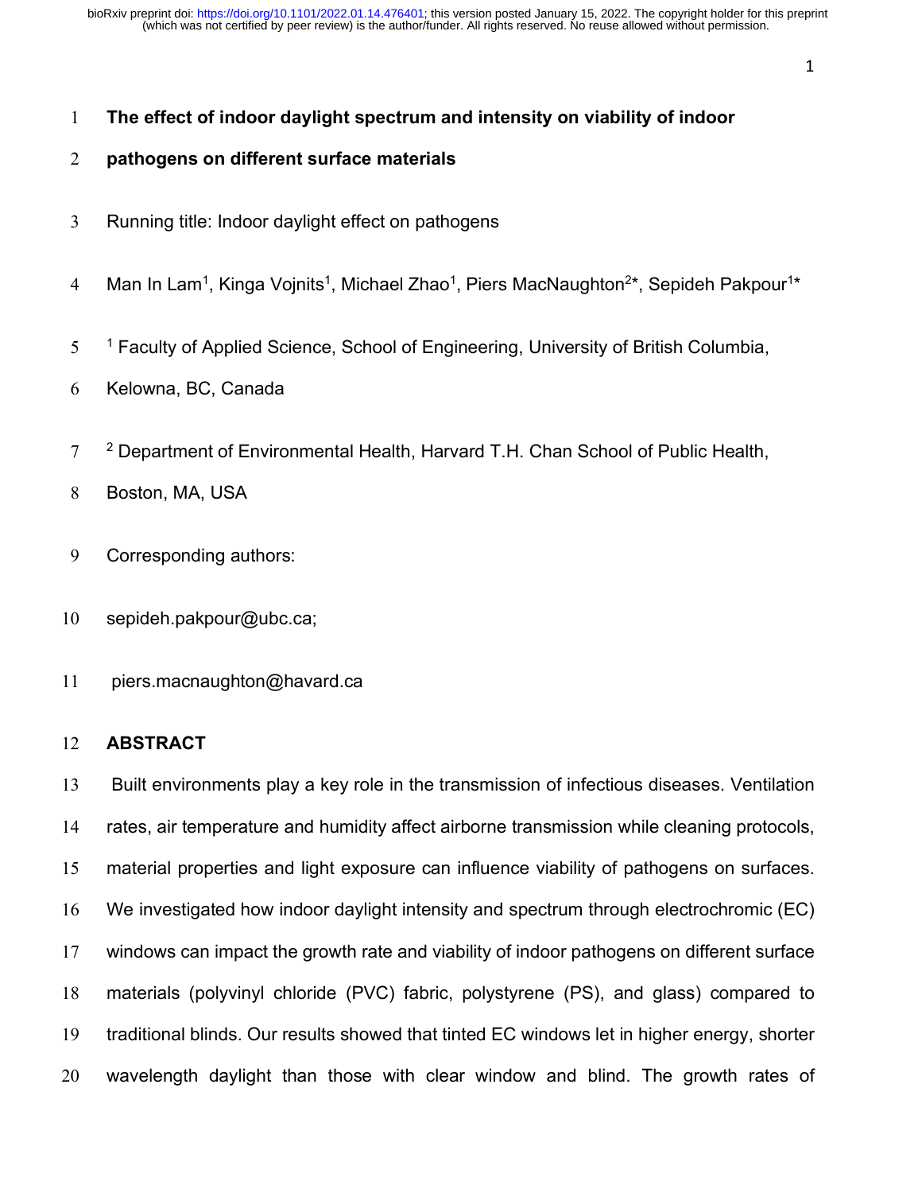# The effect of indoor daylight spectrum and intensity on viability of indoor pathogens on different surface materials

Running title: Indoor daylight effect on pathogens

Man In Lam[1], Kinga Vojnits[1], Michael Zhao[1], Piers MacNaughton[2]*, Sepideh Pakpour[1]*

[1] Faculty of Applied Science, School of Engineering, University of British Columbia, Kelowna, BC, Canada

[2] Department of Environmental Health, Harvard T.H. Chan School of Public Health, Boston, MA, USA

Corresponding authors:

sepideh.pakpour@ubc.ca;

piers.macnaughton@havard.ca

## ABSTRACT

Built environments play a key role in the transmission of infectious diseases. Ventilation rates, air temperature and humidity affect airborne transmission while cleaning protocols, material properties and light exposure can influence viability of pathogens on surfaces. We investigated how indoor daylight intensity and spectrum through electrochromic (EC) windows can impact the growth rate and viability of indoor pathogens on different surface materials (polyvinyl chloride (PVC) fabric, polystyrene (PS), and glass) compared to traditional blinds. Our results showed that tinted EC windows let in higher energy, shorter wavelength daylight than those with clear window and blind. The growth rates of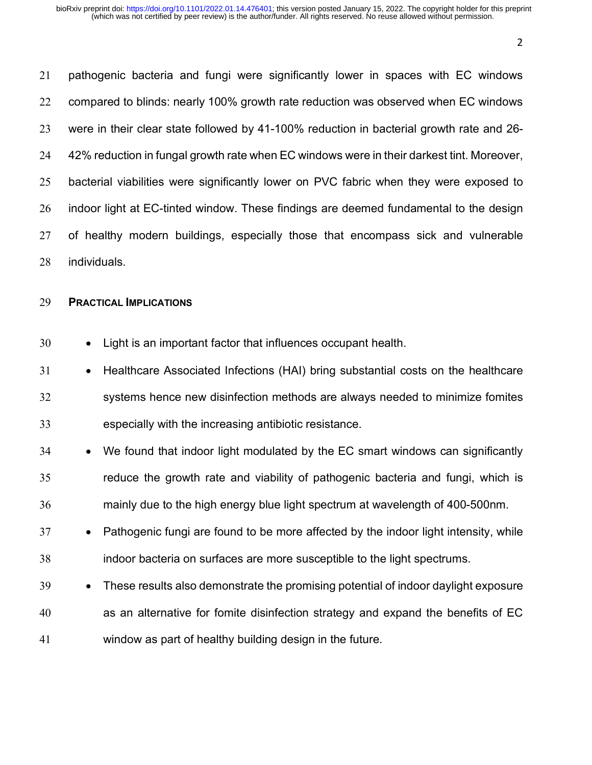pathogenic bacteria and fungi were significantly lower in spaces with EC windows compared to blinds: nearly 100% growth rate reduction was observed when EC windows were in their clear state followed by 41-100% reduction in bacterial growth rate and 26-42% reduction in fungal growth rate when EC windows were in their darkest tint. Moreover, bacterial viabilities were significantly lower on PVC fabric when they were exposed to indoor light at EC-tinted window. These findings are deemed fundamental to the design of healthy modern buildings, especially those that encompass sick and vulnerable individuals.

## PRACTICAL IMPLICATIONS

- Light is an important factor that influences occupant health.
- Healthcare Associated Infections (HAI) bring substantial costs on the healthcare systems hence new disinfection methods are always needed to minimize fomites especially with the increasing antibiotic resistance.
- We found that indoor light modulated by the EC smart windows can significantly reduce the growth rate and viability of pathogenic bacteria and fungi, which is mainly due to the high energy blue light spectrum at wavelength of 400-500nm.
- Pathogenic fungi are found to be more affected by the indoor light intensity, while indoor bacteria on surfaces are more susceptible to the light spectrums.
- These results also demonstrate the promising potential of indoor daylight exposure as an alternative for fomite disinfection strategy and expand the benefits of EC window as part of healthy building design in the future.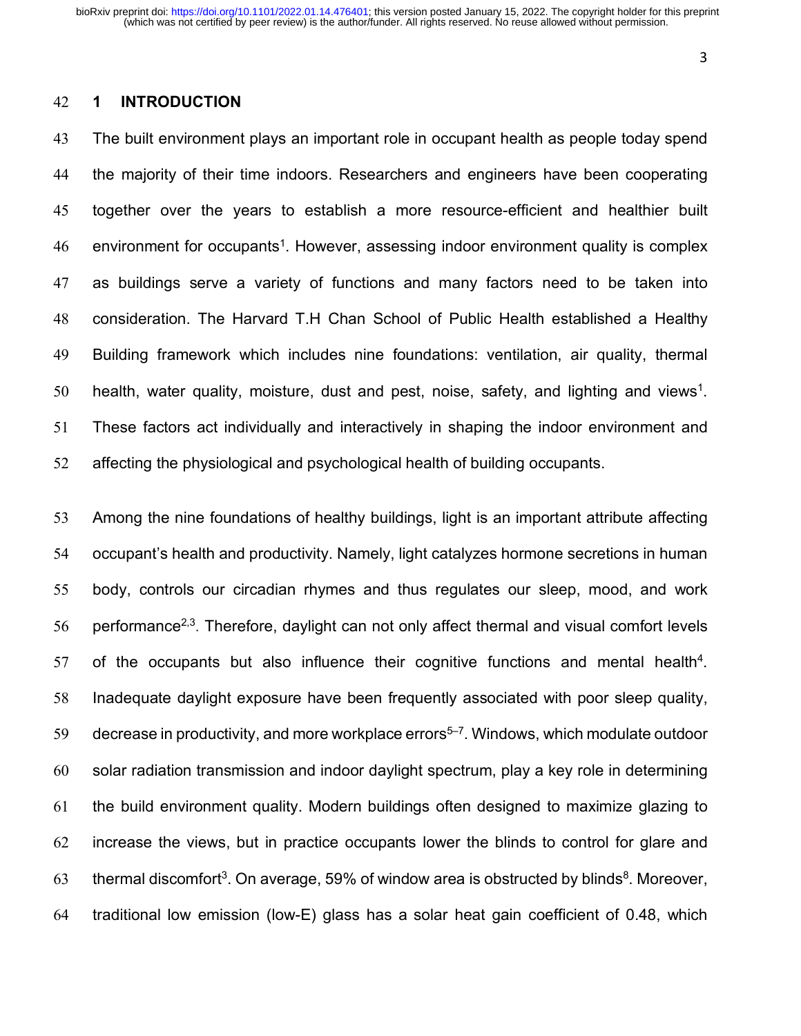## 1 INTRODUCTION

The built environment plays an important role in occupant health as people today spend the majority of their time indoors. Researchers and engineers have been cooperating together over the years to establish a more resource-efficient and healthier built environment for occupants[1]. However, assessing indoor environment quality is complex as buildings serve a variety of functions and many factors need to be taken into consideration. The Harvard T.H Chan School of Public Health established a Healthy Building framework which includes nine foundations: ventilation, air quality, thermal health, water quality, moisture, dust and pest, noise, safety, and lighting and views[1]. These factors act individually and interactively in shaping the indoor environment and affecting the physiological and psychological health of building occupants.

Among the nine foundations of healthy buildings, light is an important attribute affecting occupant's health and productivity. Namely, light catalyzes hormone secretions in human body, controls our circadian rhymes and thus regulates our sleep, mood, and work performance[2,3]. Therefore, daylight can not only affect thermal and visual comfort levels of the occupants but also influence their cognitive functions and mental health[4]. Inadequate daylight exposure have been frequently associated with poor sleep quality, decrease in productivity, and more workplace errors[5–7]. Windows, which modulate outdoor solar radiation transmission and indoor daylight spectrum, play a key role in determining the build environment quality. Modern buildings often designed to maximize glazing to increase the views, but in practice occupants lower the blinds to control for glare and thermal discomfort[3]. On average, 59% of window area is obstructed by blinds[8]. Moreover, traditional low emission (low-E) glass has a solar heat gain coefficient of 0.48, which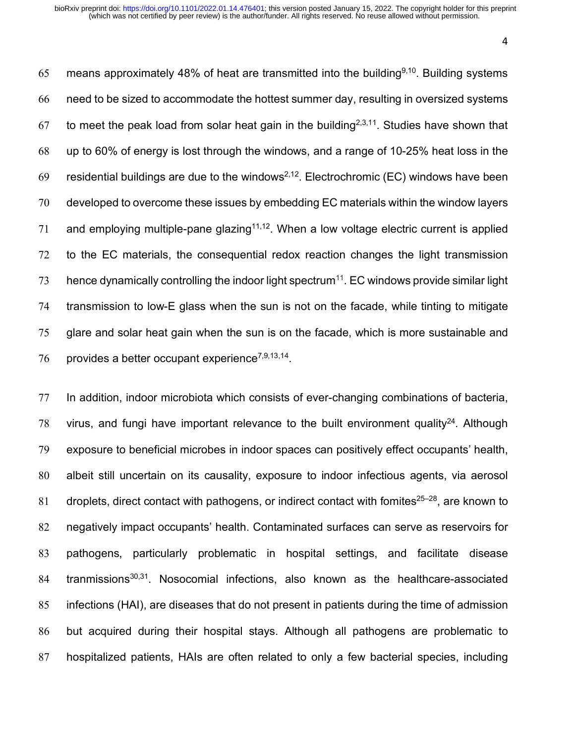means approximately 48% of heat are transmitted into the building[9,10]. Building systems need to be sized to accommodate the hottest summer day, resulting in oversized systems to meet the peak load from solar heat gain in the building[2,3,11]. Studies have shown that up to 60% of energy is lost through the windows, and a range of 10-25% heat loss in the residential buildings are due to the windows[2,12]. Electrochromic (EC) windows have been developed to overcome these issues by embedding EC materials within the window layers and employing multiple-pane glazing[11,12]. When a low voltage electric current is applied to the EC materials, the consequential redox reaction changes the light transmission hence dynamically controlling the indoor light spectrum[11]. EC windows provide similar light transmission to low-E glass when the sun is not on the facade, while tinting to mitigate glare and solar heat gain when the sun is on the facade, which is more sustainable and provides a better occupant experience[7,9,13,14].

In addition, indoor microbiota which consists of ever-changing combinations of bacteria, virus, and fungi have important relevance to the built environment quality[24]. Although exposure to beneficial microbes in indoor spaces can positively effect occupants' health, albeit still uncertain on its causality, exposure to indoor infectious agents, via aerosol droplets, direct contact with pathogens, or indirect contact with fomites[25–28], are known to negatively impact occupants' health. Contaminated surfaces can serve as reservoirs for pathogens, particularly problematic in hospital settings, and facilitate disease tranmissions[30,31]. Nosocomial infections, also known as the healthcare-associated infections (HAI), are diseases that do not present in patients during the time of admission but acquired during their hospital stays. Although all pathogens are problematic to hospitalized patients, HAIs are often related to only a few bacterial species, including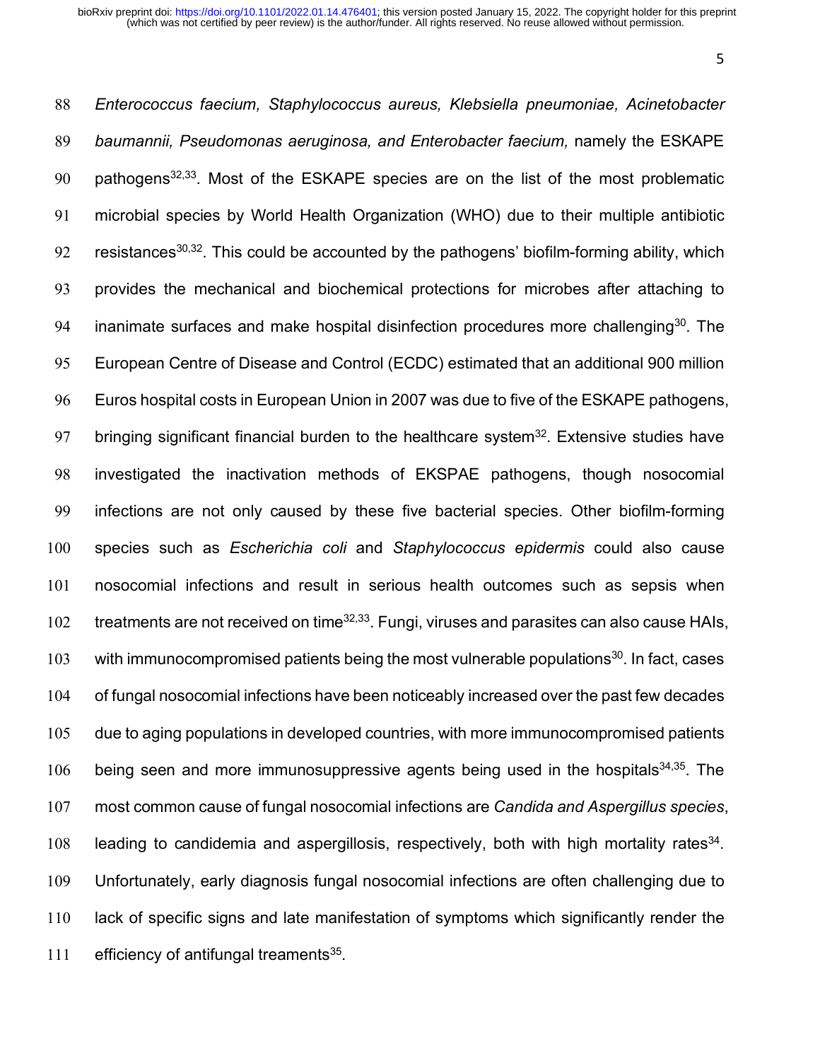*Enterococcus faecium, Staphylococcus aureus, Klebsiella pneumoniae, Acinetobacter baumannii, Pseudomonas aeruginosa, and Enterobacter faecium,* namely the ESKAPE pathogens[32,33]. Most of the ESKAPE species are on the list of the most problematic microbial species by World Health Organization (WHO) due to their multiple antibiotic resistances[30,32]. This could be accounted by the pathogens' biofilm-forming ability, which provides the mechanical and biochemical protections for microbes after attaching to inanimate surfaces and make hospital disinfection procedures more challenging[30]. The European Centre of Disease and Control (ECDC) estimated that an additional 900 million Euros hospital costs in European Union in 2007 was due to five of the ESKAPE pathogens, bringing significant financial burden to the healthcare system[32]. Extensive studies have investigated the inactivation methods of EKSPAE pathogens, though nosocomial infections are not only caused by these five bacterial species. Other biofilm-forming species such as *Escherichia coli* and *Staphylococcus epidermis* could also cause nosocomial infections and result in serious health outcomes such as sepsis when treatments are not received on time[32,33]. Fungi, viruses and parasites can also cause HAIs, with immunocompromised patients being the most vulnerable populations[30]. In fact, cases of fungal nosocomial infections have been noticeably increased over the past few decades due to aging populations in developed countries, with more immunocompromised patients being seen and more immunosuppressive agents being used in the hospitals[34,35]. The most common cause of fungal nosocomial infections are *Candida and Aspergillus species*, leading to candidemia and aspergillosis, respectively, both with high mortality rates[34]. Unfortunately, early diagnosis fungal nosocomial infections are often challenging due to lack of specific signs and late manifestation of symptoms which significantly render the efficiency of antifungal treaments[35].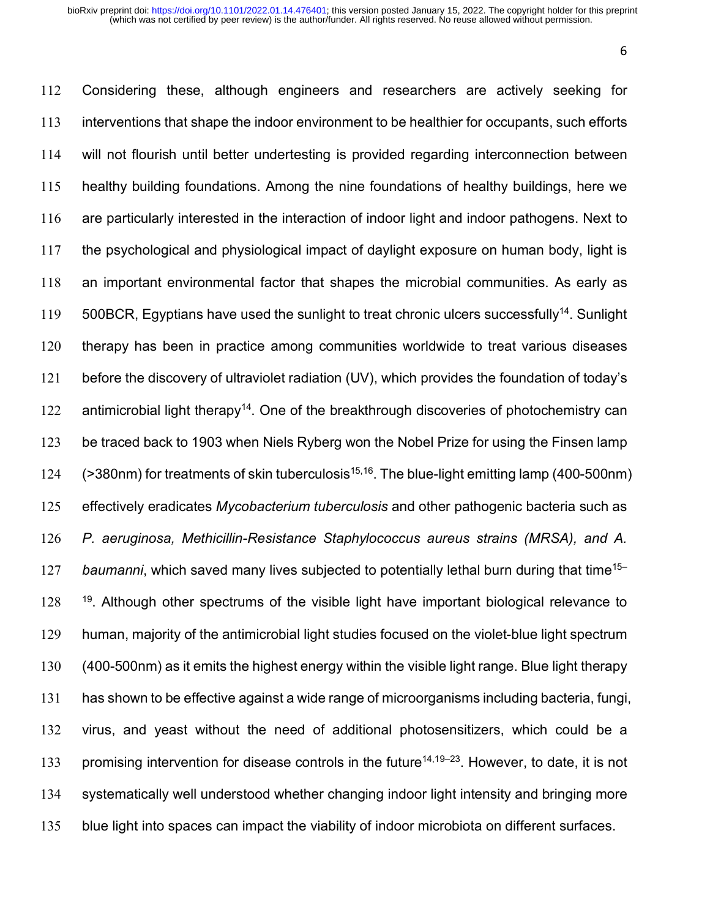Considering these, although engineers and researchers are actively seeking for interventions that shape the indoor environment to be healthier for occupants, such efforts will not flourish until better undertesting is provided regarding interconnection between healthy building foundations. Among the nine foundations of healthy buildings, here we are particularly interested in the interaction of indoor light and indoor pathogens. Next to the psychological and physiological impact of daylight exposure on human body, light is an important environmental factor that shapes the microbial communities. As early as 500BCR, Egyptians have used the sunlight to treat chronic ulcers successfully[14]. Sunlight therapy has been in practice among communities worldwide to treat various diseases before the discovery of ultraviolet radiation (UV), which provides the foundation of today's antimicrobial light therapy[14]. One of the breakthrough discoveries of photochemistry can be traced back to 1903 when Niels Ryberg won the Nobel Prize for using the Finsen lamp (>380nm) for treatments of skin tuberculosis[15,16]. The blue-light emitting lamp (400-500nm) effectively eradicates *Mycobacterium tuberculosis* and other pathogenic bacteria such as *P. aeruginosa, Methicillin-Resistance Staphylococcus aureus strains (MRSA), and A. baumanni*, which saved many lives subjected to potentially lethal burn during that time[15–19]. Although other spectrums of the visible light have important biological relevance to human, majority of the antimicrobial light studies focused on the violet-blue light spectrum (400-500nm) as it emits the highest energy within the visible light range. Blue light therapy has shown to be effective against a wide range of microorganisms including bacteria, fungi, virus, and yeast without the need of additional photosensitizers, which could be a promising intervention for disease controls in the future[14,19–23]. However, to date, it is not systematically well understood whether changing indoor light intensity and bringing more blue light into spaces can impact the viability of indoor microbiota on different surfaces.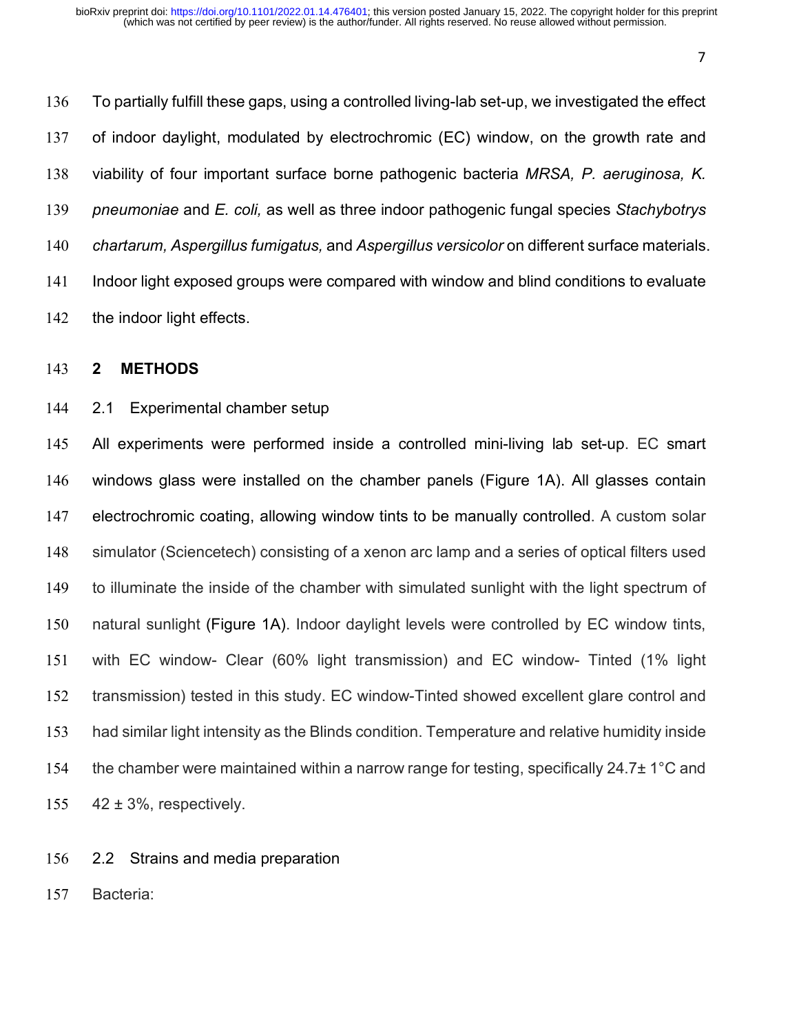To partially fulfill these gaps, using a controlled living-lab set-up, we investigated the effect of indoor daylight, modulated by electrochromic (EC) window, on the growth rate and viability of four important surface borne pathogenic bacteria *MRSA, P. aeruginosa, K. pneumoniae* and *E. coli,* as well as three indoor pathogenic fungal species *Stachybotrys chartarum, Aspergillus fumigatus,* and *Aspergillus versicolor* on different surface materials. Indoor light exposed groups were compared with window and blind conditions to evaluate the indoor light effects.

# 2 METHODS

## 2.1 Experimental chamber setup

All experiments were performed inside a controlled mini-living lab set-up. EC smart windows glass were installed on the chamber panels (Figure 1A). All glasses contain electrochromic coating, allowing window tints to be manually controlled. A custom solar simulator (Sciencetech) consisting of a xenon arc lamp and a series of optical filters used to illuminate the inside of the chamber with simulated sunlight with the light spectrum of natural sunlight (Figure 1A). Indoor daylight levels were controlled by EC window tints, with EC window- Clear (60% light transmission) and EC window- Tinted (1% light transmission) tested in this study. EC window-Tinted showed excellent glare control and had similar light intensity as the Blinds condition. Temperature and relative humidity inside the chamber were maintained within a narrow range for testing, specifically 24.7± 1°C and 42 ± 3%, respectively.

## 2.2 Strains and media preparation

Bacteria: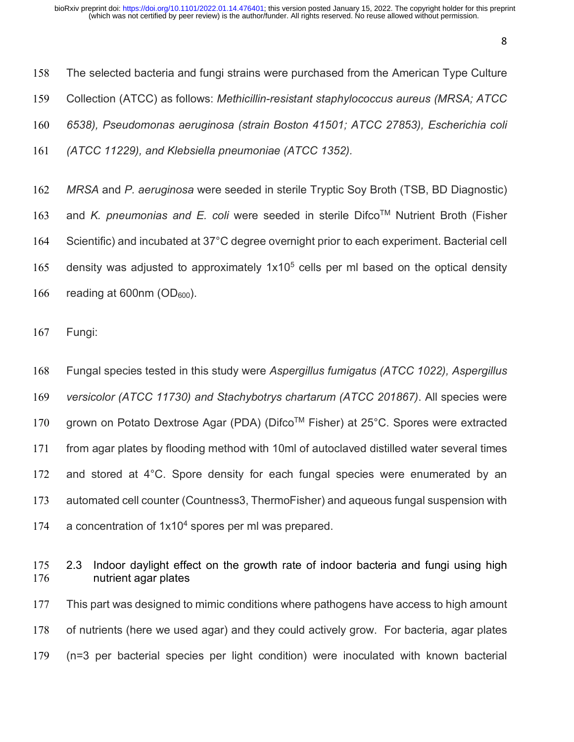The selected bacteria and fungi strains were purchased from the American Type Culture Collection (ATCC) as follows: *Methicillin-resistant staphylococcus aureus (MRSA; ATCC 6538), Pseudomonas aeruginosa (strain Boston 41501; ATCC 27853), Escherichia coli (ATCC 11229), and Klebsiella pneumoniae (ATCC 1352).*

*MRSA* and *P. aeruginosa* were seeded in sterile Tryptic Soy Broth (TSB, BD Diagnostic) and *K. pneumonias and E. coli* were seeded in sterile Difco™ Nutrient Broth (Fisher Scientific) and incubated at 37°C degree overnight prior to each experiment. Bacterial cell density was adjusted to approximately $1x10^5$ cells per ml based on the optical density reading at 600nm ($OD_{600}$).

Fungi:

Fungal species tested in this study were *Aspergillus fumigatus (ATCC 1022), Aspergillus versicolor (ATCC 11730) and Stachybotrys chartarum (ATCC 201867)*. All species were grown on Potato Dextrose Agar (PDA) (Difco™ Fisher) at 25°C. Spores were extracted from agar plates by flooding method with 10ml of autoclaved distilled water several times and stored at 4°C. Spore density for each fungal species were enumerated by an automated cell counter (Countness3, ThermoFisher) and aqueous fungal suspension with a concentration of $1x10^4$ spores per ml was prepared.

## 2.3 Indoor daylight effect on the growth rate of indoor bacteria and fungi using high nutrient agar plates

This part was designed to mimic conditions where pathogens have access to high amount of nutrients (here we used agar) and they could actively grow. For bacteria, agar plates (n=3 per bacterial species per light condition) were inoculated with known bacterial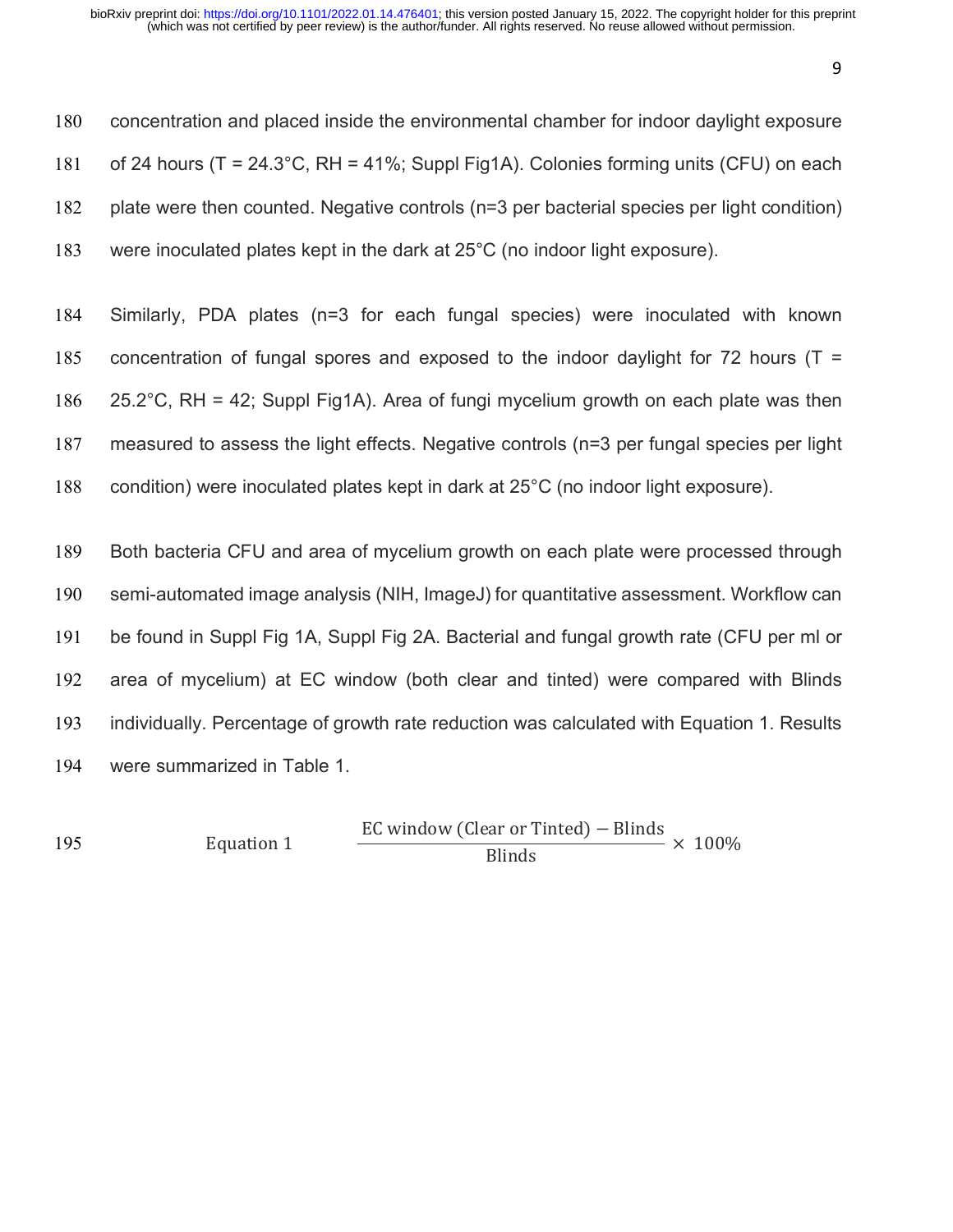concentration and placed inside the environmental chamber for indoor daylight exposure of 24 hours (T = 24.3°C, RH = 41%; Suppl Fig1A). Colonies forming units (CFU) on each plate were then counted. Negative controls (n=3 per bacterial species per light condition) were inoculated plates kept in the dark at 25°C (no indoor light exposure).

Similarly, PDA plates (n=3 for each fungal species) were inoculated with known concentration of fungal spores and exposed to the indoor daylight for 72 hours (T = 25.2°C, RH = 42; Suppl Fig1A). Area of fungi mycelium growth on each plate was then measured to assess the light effects. Negative controls (n=3 per fungal species per light condition) were inoculated plates kept in dark at 25°C (no indoor light exposure).

Both bacteria CFU and area of mycelium growth on each plate were processed through semi-automated image analysis (NIH, ImageJ) for quantitative assessment. Workflow can be found in Suppl Fig 1A, Suppl Fig 2A. Bacterial and fungal growth rate (CFU per ml or area of mycelium) at EC window (both clear and tinted) were compared with Blinds individually. Percentage of growth rate reduction was calculated with Equation 1. Results were summarized in Table 1.

$$\text{Equation 1} \qquad \frac{\text{EC window (Clear or Tinted)} - \text{Blinds}}{\text{Blinds}} \times 100\%$$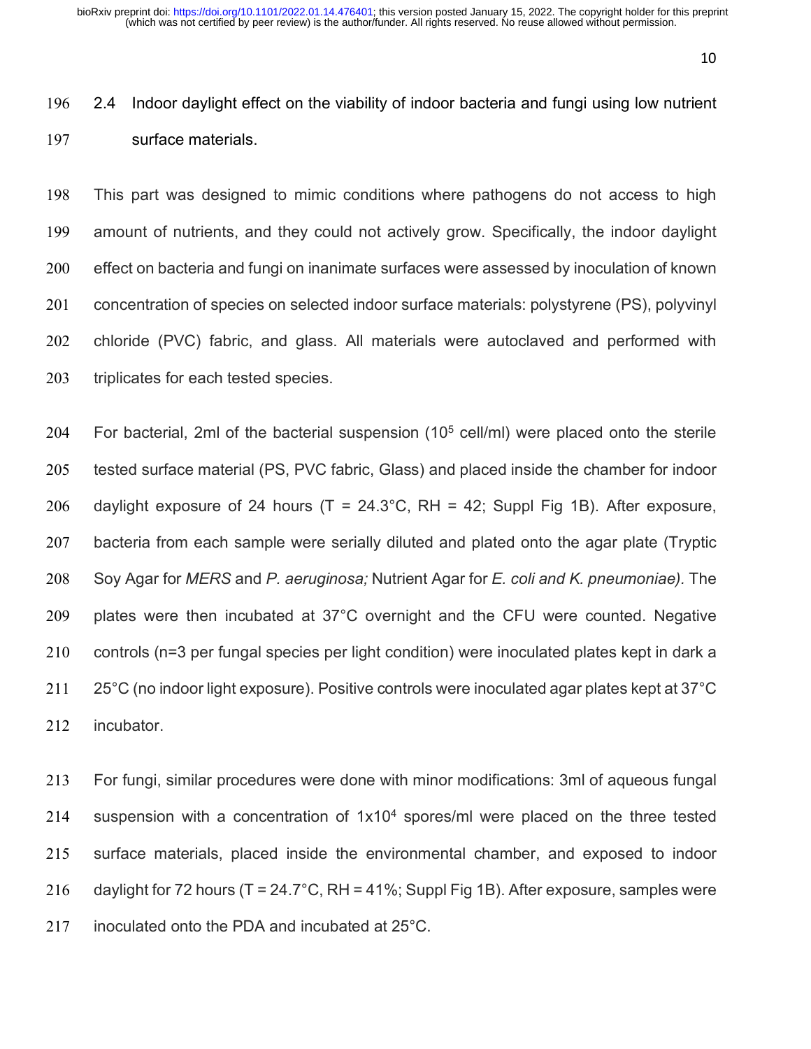### 2.4 Indoor daylight effect on the viability of indoor bacteria and fungi using low nutrient surface materials.

This part was designed to mimic conditions where pathogens do not access to high amount of nutrients, and they could not actively grow. Specifically, the indoor daylight effect on bacteria and fungi on inanimate surfaces were assessed by inoculation of known concentration of species on selected indoor surface materials: polystyrene (PS), polyvinyl chloride (PVC) fabric, and glass. All materials were autoclaved and performed with triplicates for each tested species.

For bacterial, 2ml of the bacterial suspension ($10^5$ cell/ml) were placed onto the sterile tested surface material (PS, PVC fabric, Glass) and placed inside the chamber for indoor daylight exposure of 24 hours (T = 24.3°C, RH = 42; Suppl Fig 1B). After exposure, bacteria from each sample were serially diluted and plated onto the agar plate (Tryptic Soy Agar for *MERS* and *P. aeruginosa;* Nutrient Agar for *E. coli and K. pneumoniae).* The plates were then incubated at 37°C overnight and the CFU were counted. Negative controls (n=3 per fungal species per light condition) were inoculated plates kept in dark a 25°C (no indoor light exposure). Positive controls were inoculated agar plates kept at 37°C incubator.

For fungi, similar procedures were done with minor modifications: 3ml of aqueous fungal suspension with a concentration of $1\text{x}10^4$ spores/ml were placed on the three tested surface materials, placed inside the environmental chamber, and exposed to indoor daylight for 72 hours (T = 24.7°C, RH = 41%; Suppl Fig 1B). After exposure, samples were inoculated onto the PDA and incubated at 25°C.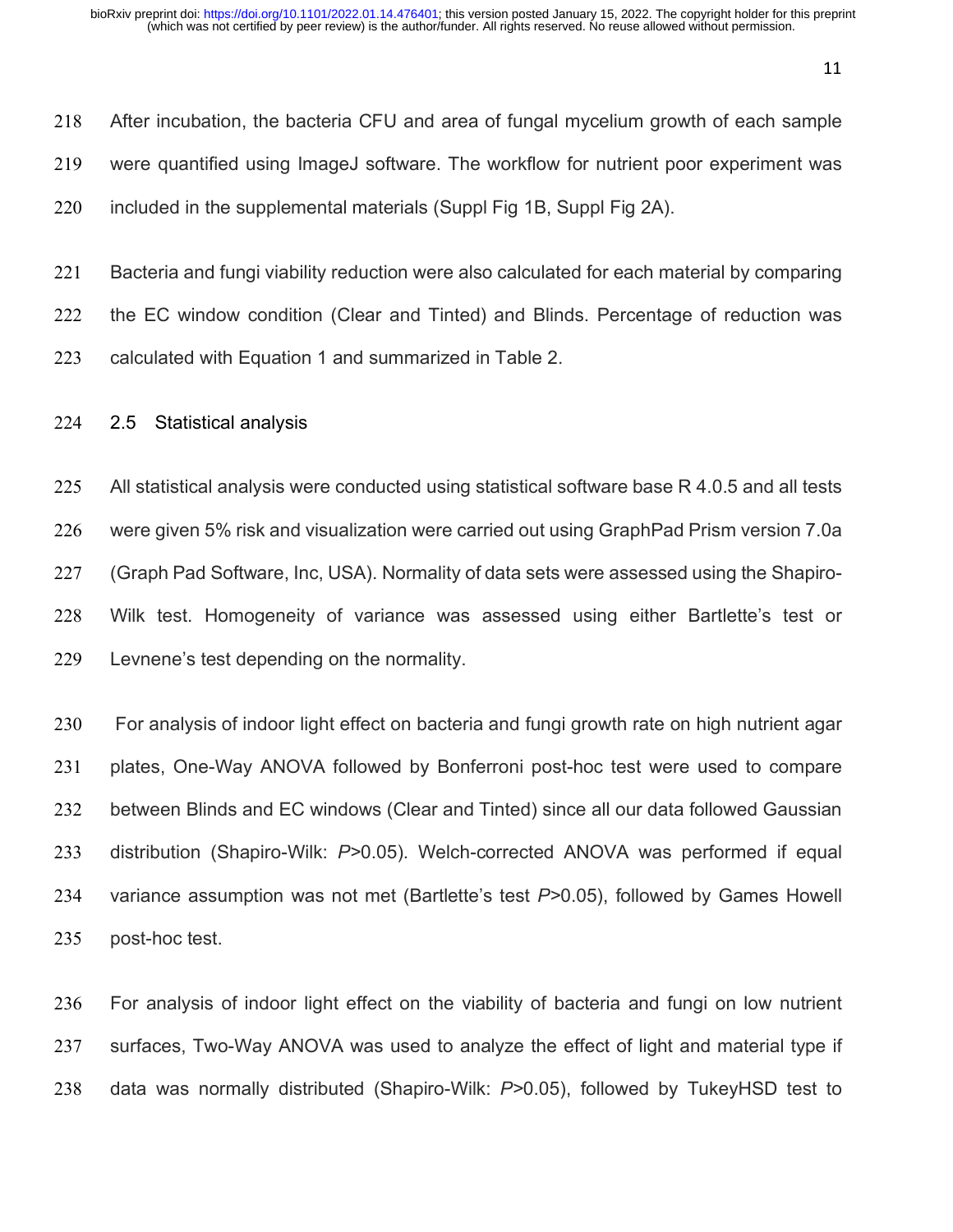After incubation, the bacteria CFU and area of fungal mycelium growth of each sample were quantified using ImageJ software. The workflow for nutrient poor experiment was included in the supplemental materials (Suppl Fig 1B, Suppl Fig 2A).

Bacteria and fungi viability reduction were also calculated for each material by comparing the EC window condition (Clear and Tinted) and Blinds. Percentage of reduction was calculated with Equation 1 and summarized in Table 2.

## 2.5 Statistical analysis

All statistical analysis were conducted using statistical software base R 4.0.5 and all tests were given 5% risk and visualization were carried out using GraphPad Prism version 7.0a (Graph Pad Software, Inc, USA). Normality of data sets were assessed using the Shapiro-Wilk test. Homogeneity of variance was assessed using either Bartlette's test or Levnene's test depending on the normality.

For analysis of indoor light effect on bacteria and fungi growth rate on high nutrient agar plates, One-Way ANOVA followed by Bonferroni post-hoc test were used to compare between Blinds and EC windows (Clear and Tinted) since all our data followed Gaussian distribution (Shapiro-Wilk: $P>0.05$). Welch-corrected ANOVA was performed if equal variance assumption was not met (Bartlette's test $P>0.05$), followed by Games Howell post-hoc test.

For analysis of indoor light effect on the viability of bacteria and fungi on low nutrient surfaces, Two-Way ANOVA was used to analyze the effect of light and material type if data was normally distributed (Shapiro-Wilk: $P>0.05$), followed by TukeyHSD test to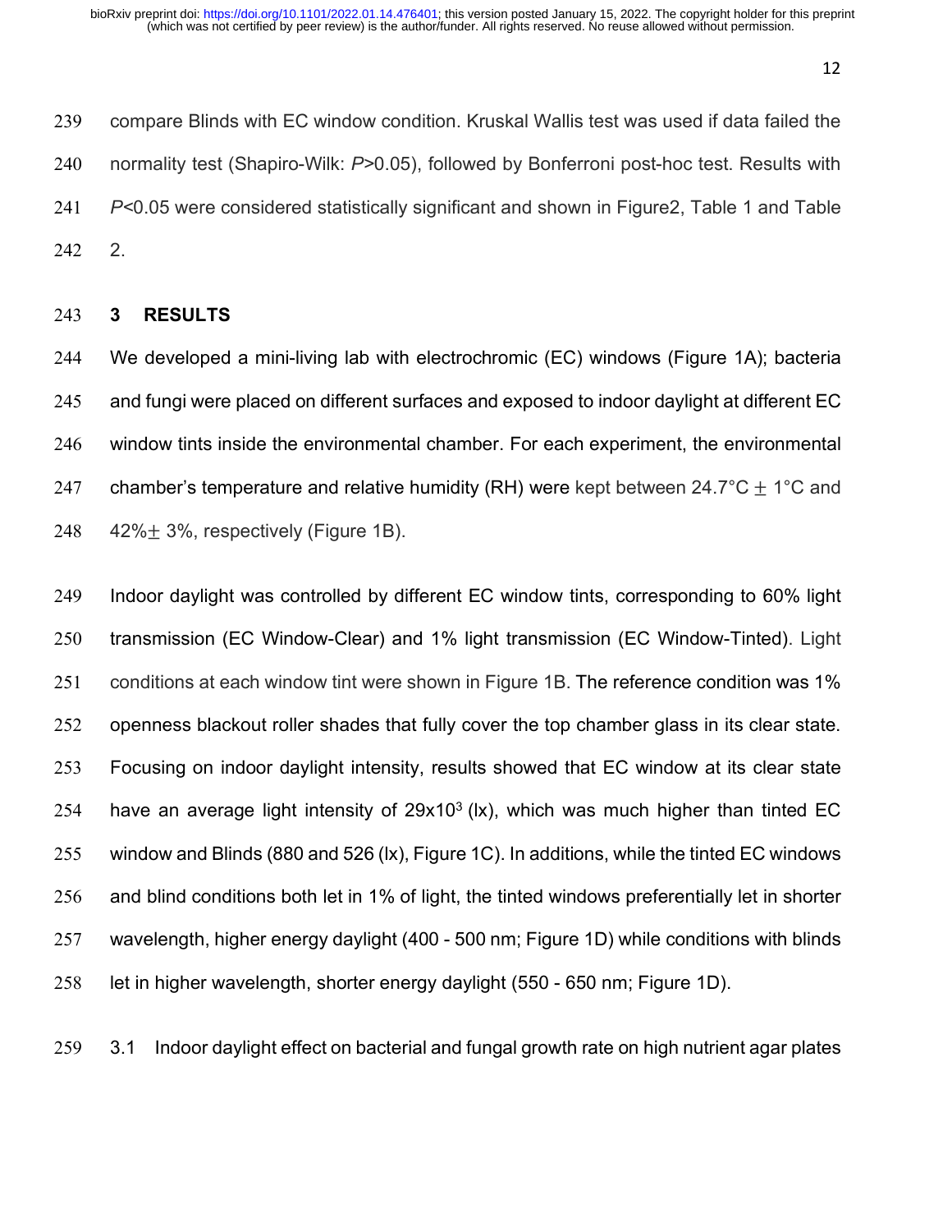compare Blinds with EC window condition. Kruskal Wallis test was used if data failed the normality test (Shapiro-Wilk: $P$>0.05), followed by Bonferroni post-hoc test. Results with $P$<0.05 were considered statistically significant and shown in Figure2, Table 1 and Table 2.

## 3 RESULTS

We developed a mini-living lab with electrochromic (EC) windows (Figure 1A); bacteria and fungi were placed on different surfaces and exposed to indoor daylight at different EC window tints inside the environmental chamber. For each experiment, the environmental chamber's temperature and relative humidity (RH) were kept between 24.7°C $\pm$ 1°C and 42%$\pm$ 3%, respectively (Figure 1B).

Indoor daylight was controlled by different EC window tints, corresponding to 60% light transmission (EC Window-Clear) and 1% light transmission (EC Window-Tinted). Light conditions at each window tint were shown in Figure 1B. The reference condition was 1% openness blackout roller shades that fully cover the top chamber glass in its clear state. Focusing on indoor daylight intensity, results showed that EC window at its clear state have an average light intensity of $29 \times 10^3$ (lx), which was much higher than tinted EC window and Blinds (880 and 526 (lx), Figure 1C). In additions, while the tinted EC windows and blind conditions both let in 1% of light, the tinted windows preferentially let in shorter wavelength, higher energy daylight (400 - 500 nm; Figure 1D) while conditions with blinds let in higher wavelength, shorter energy daylight (550 - 650 nm; Figure 1D).

### 3.1 Indoor daylight effect on bacterial and fungal growth rate on high nutrient agar plates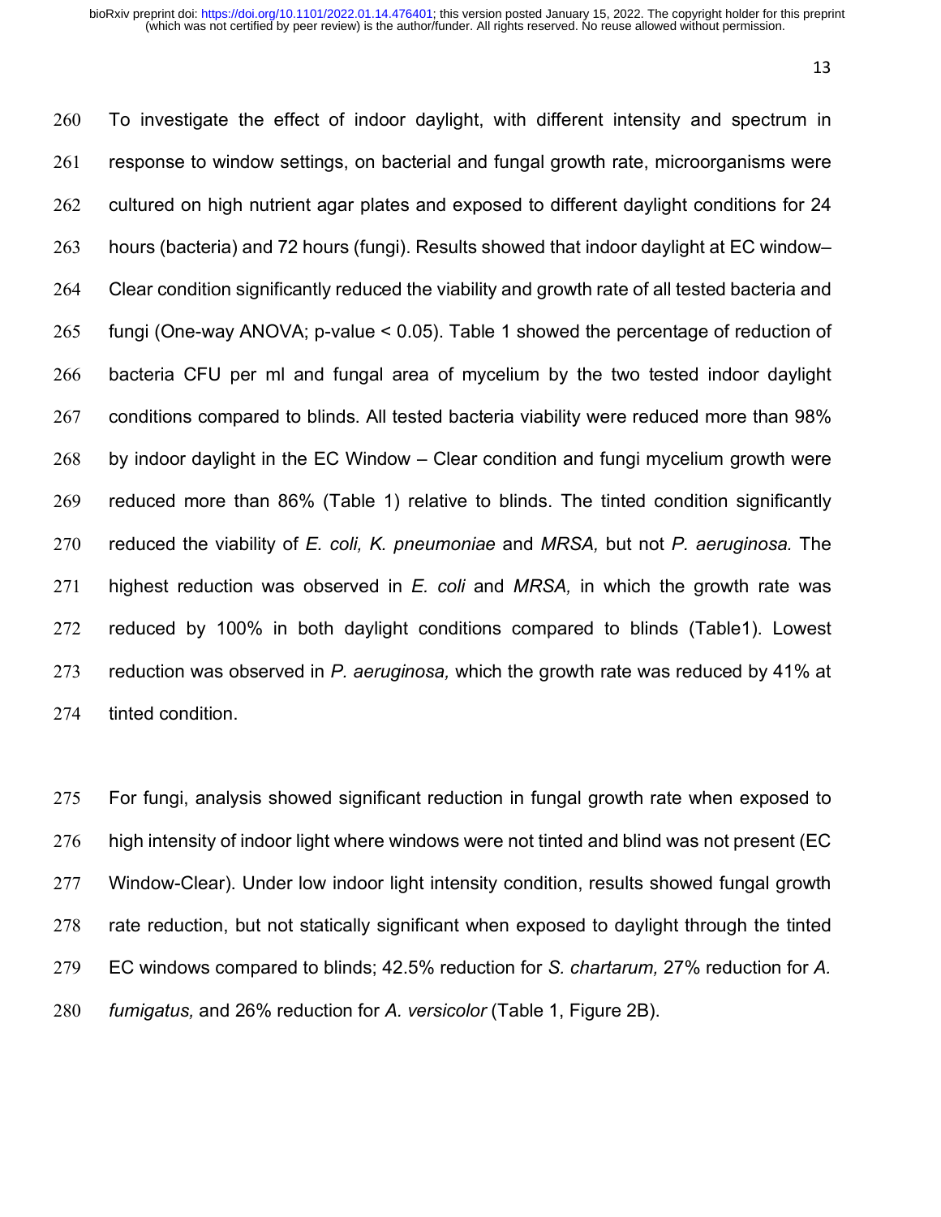To investigate the effect of indoor daylight, with different intensity and spectrum in response to window settings, on bacterial and fungal growth rate, microorganisms were cultured on high nutrient agar plates and exposed to different daylight conditions for 24 hours (bacteria) and 72 hours (fungi). Results showed that indoor daylight at EC window– Clear condition significantly reduced the viability and growth rate of all tested bacteria and fungi (One-way ANOVA; p-value < 0.05). Table 1 showed the percentage of reduction of bacteria CFU per ml and fungal area of mycelium by the two tested indoor daylight conditions compared to blinds. All tested bacteria viability were reduced more than 98% by indoor daylight in the EC Window – Clear condition and fungi mycelium growth were reduced more than 86% (Table 1) relative to blinds. The tinted condition significantly reduced the viability of *E. coli, K. pneumoniae* and *MRSA,* but not *P. aeruginosa.* The highest reduction was observed in *E. coli* and *MRSA,* in which the growth rate was reduced by 100% in both daylight conditions compared to blinds (Table1). Lowest reduction was observed in *P. aeruginosa,* which the growth rate was reduced by 41% at tinted condition.

For fungi, analysis showed significant reduction in fungal growth rate when exposed to high intensity of indoor light where windows were not tinted and blind was not present (EC Window-Clear). Under low indoor light intensity condition, results showed fungal growth rate reduction, but not statically significant when exposed to daylight through the tinted EC windows compared to blinds; 42.5% reduction for *S. chartarum,* 27% reduction for *A. fumigatus,* and 26% reduction for *A. versicolor* (Table 1, Figure 2B).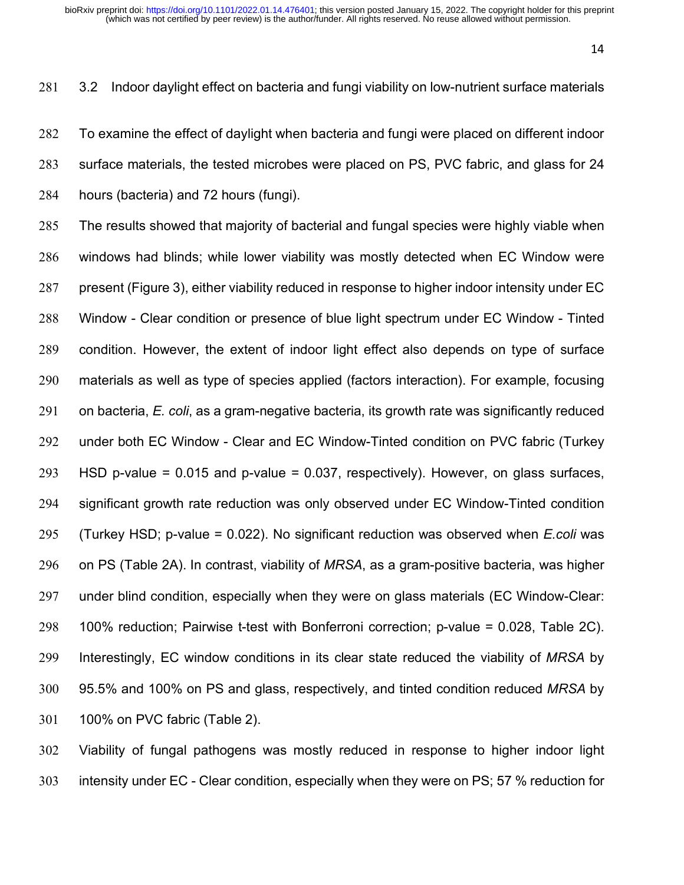### 3.2 Indoor daylight effect on bacteria and fungi viability on low-nutrient surface materials

To examine the effect of daylight when bacteria and fungi were placed on different indoor surface materials, the tested microbes were placed on PS, PVC fabric, and glass for 24 hours (bacteria) and 72 hours (fungi).

The results showed that majority of bacterial and fungal species were highly viable when windows had blinds; while lower viability was mostly detected when EC Window were present (Figure 3), either viability reduced in response to higher indoor intensity under EC Window - Clear condition or presence of blue light spectrum under EC Window - Tinted condition. However, the extent of indoor light effect also depends on type of surface materials as well as type of species applied (factors interaction). For example, focusing on bacteria, *E. coli*, as a gram-negative bacteria, its growth rate was significantly reduced under both EC Window - Clear and EC Window-Tinted condition on PVC fabric (Turkey HSD p-value = 0.015 and p-value = 0.037, respectively). However, on glass surfaces, significant growth rate reduction was only observed under EC Window-Tinted condition (Turkey HSD; p-value = 0.022). No significant reduction was observed when *E.coli* was on PS (Table 2A). In contrast, viability of *MRSA*, as a gram-positive bacteria, was higher under blind condition, especially when they were on glass materials (EC Window-Clear: 100% reduction; Pairwise t-test with Bonferroni correction; p-value = 0.028, Table 2C). Interestingly, EC window conditions in its clear state reduced the viability of *MRSA* by 95.5% and 100% on PS and glass, respectively, and tinted condition reduced *MRSA* by 100% on PVC fabric (Table 2).

Viability of fungal pathogens was mostly reduced in response to higher indoor light intensity under EC - Clear condition, especially when they were on PS; 57 % reduction for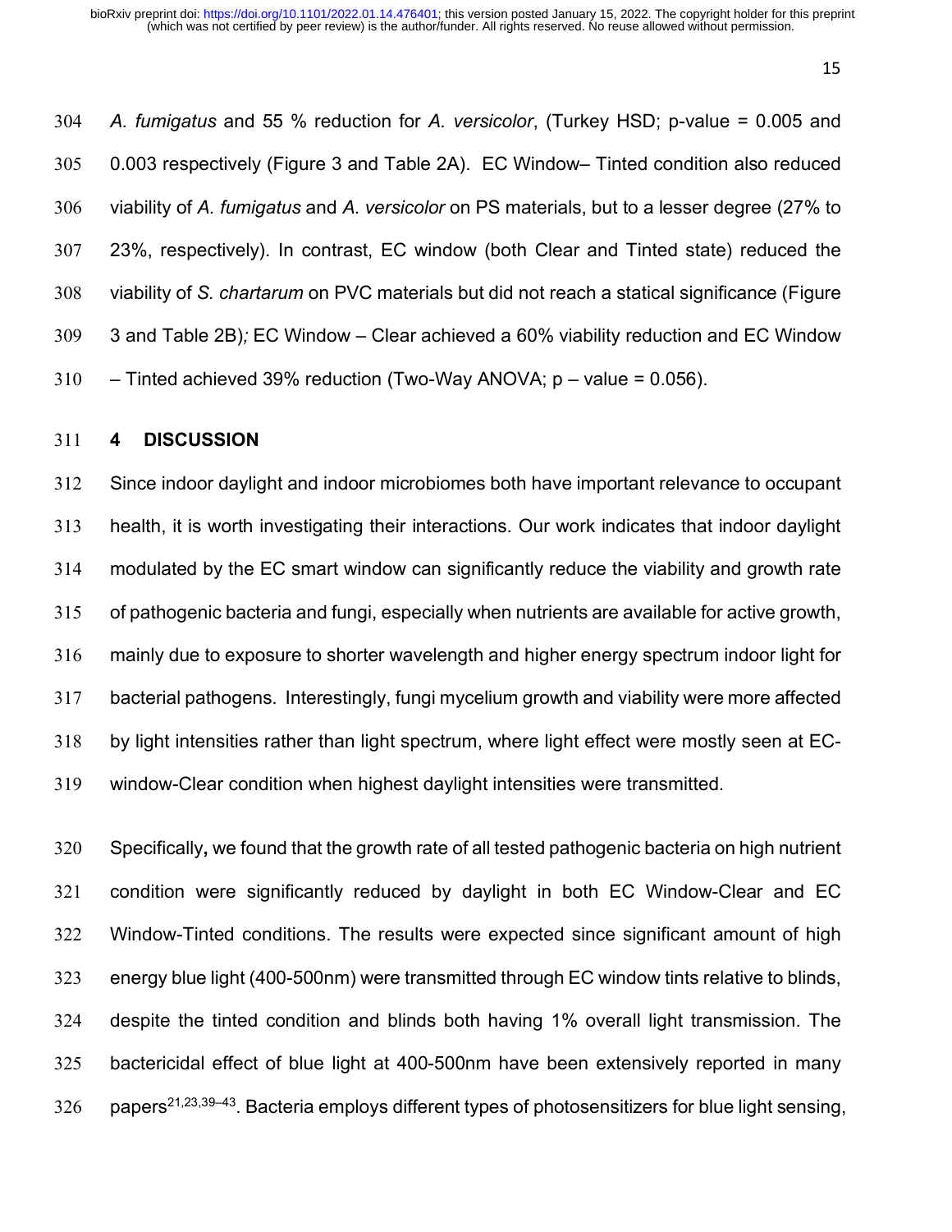*A. fumigatus* and 55 % reduction for *A. versicolor*, (Turkey HSD; p-value = 0.005 and 0.003 respectively (Figure 3 and Table 2A). EC Window– Tinted condition also reduced viability of *A. fumigatus* and *A. versicolor* on PS materials, but to a lesser degree (27% to 23%, respectively). In contrast, EC window (both Clear and Tinted state) reduced the viability of *S. chartarum* on PVC materials but did not reach a statical significance (Figure 3 and Table 2B)*;* EC Window – Clear achieved a 60% viability reduction and EC Window – Tinted achieved 39% reduction (Two-Way ANOVA; p – value = 0.056).

## 4 DISCUSSION

Since indoor daylight and indoor microbiomes both have important relevance to occupant health, it is worth investigating their interactions. Our work indicates that indoor daylight modulated by the EC smart window can significantly reduce the viability and growth rate of pathogenic bacteria and fungi, especially when nutrients are available for active growth, mainly due to exposure to shorter wavelength and higher energy spectrum indoor light for bacterial pathogens. Interestingly, fungi mycelium growth and viability were more affected by light intensities rather than light spectrum, where light effect were mostly seen at EC-window-Clear condition when highest daylight intensities were transmitted.

Specifically**,** we found that the growth rate of all tested pathogenic bacteria on high nutrient condition were significantly reduced by daylight in both EC Window-Clear and EC Window-Tinted conditions. The results were expected since significant amount of high energy blue light (400-500nm) were transmitted through EC window tints relative to blinds, despite the tinted condition and blinds both having 1% overall light transmission. The bactericidal effect of blue light at 400-500nm have been extensively reported in many papers[21,23,39–43]. Bacteria employs different types of photosensitizers for blue light sensing,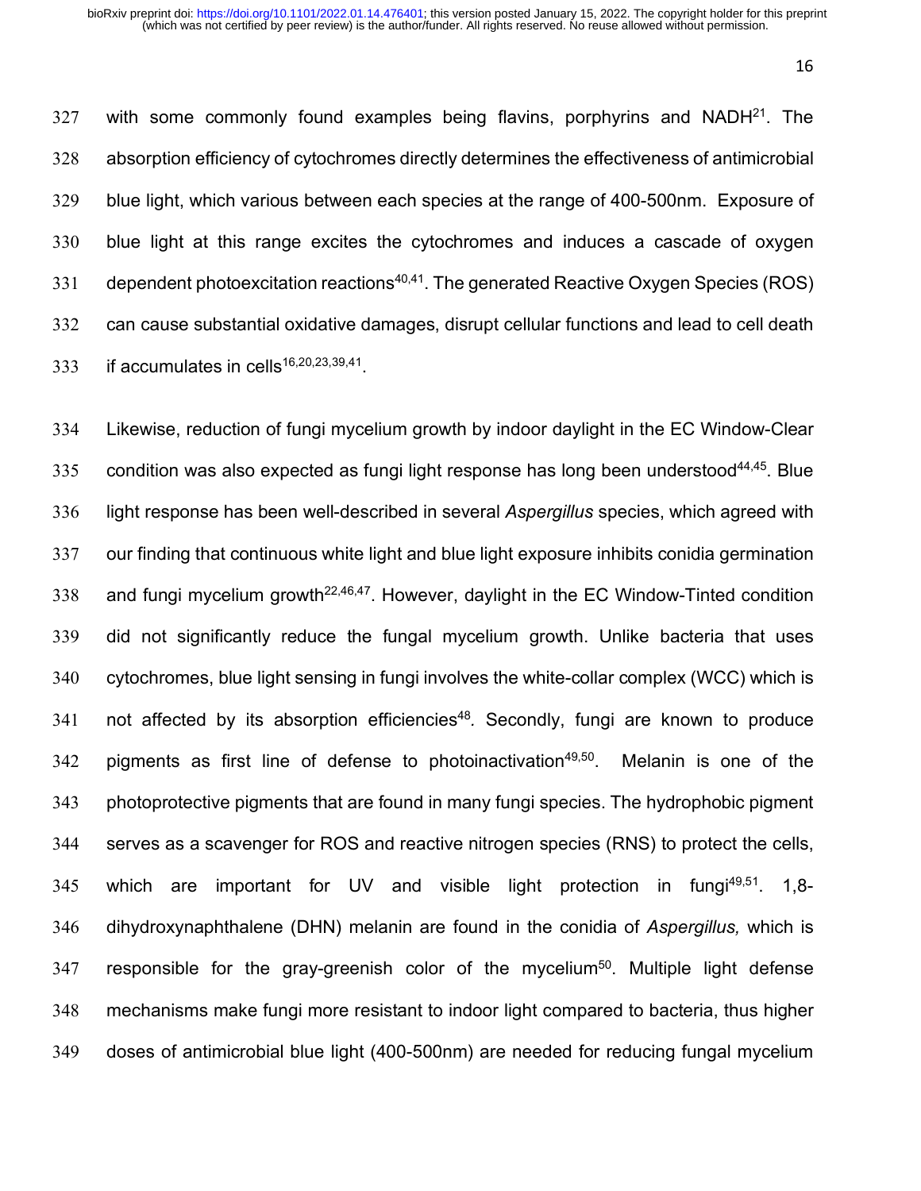with some commonly found examples being flavins, porphyrins and NADH[21]. The absorption efficiency of cytochromes directly determines the effectiveness of antimicrobial blue light, which various between each species at the range of 400-500nm. Exposure of blue light at this range excites the cytochromes and induces a cascade of oxygen dependent photoexcitation reactions[40,41]. The generated Reactive Oxygen Species (ROS) can cause substantial oxidative damages, disrupt cellular functions and lead to cell death if accumulates in cells[16,20,23,39,41].

Likewise, reduction of fungi mycelium growth by indoor daylight in the EC Window-Clear condition was also expected as fungi light response has long been understood[44,45]. Blue light response has been well-described in several *Aspergillus* species, which agreed with our finding that continuous white light and blue light exposure inhibits conidia germination and fungi mycelium growth[22,46,47]. However, daylight in the EC Window-Tinted condition did not significantly reduce the fungal mycelium growth. Unlike bacteria that uses cytochromes, blue light sensing in fungi involves the white-collar complex (WCC) which is not affected by its absorption efficiencies[48]. Secondly, fungi are known to produce pigments as first line of defense to photoinactivation[49,50]. Melanin is one of the photoprotective pigments that are found in many fungi species. The hydrophobic pigment serves as a scavenger for ROS and reactive nitrogen species (RNS) to protect the cells, which are important for UV and visible light protection in fungi[49,51]. 1,8-dihydroxynaphthalene (DHN) melanin are found in the conidia of *Aspergillus,* which is responsible for the gray-greenish color of the mycelium[50]. Multiple light defense mechanisms make fungi more resistant to indoor light compared to bacteria, thus higher doses of antimicrobial blue light (400-500nm) are needed for reducing fungal mycelium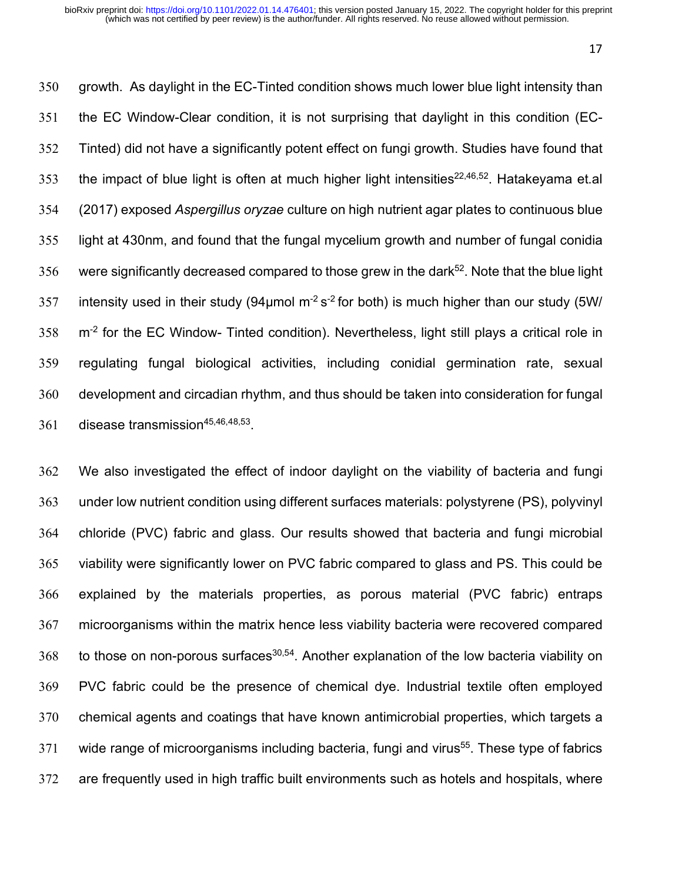growth. As daylight in the EC-Tinted condition shows much lower blue light intensity than the EC Window-Clear condition, it is not surprising that daylight in this condition (EC-Tinted) did not have a significantly potent effect on fungi growth. Studies have found that the impact of blue light is often at much higher light intensities[22,46,52]. Hatakeyama et.al (2017) exposed *Aspergillus oryzae* culture on high nutrient agar plates to continuous blue light at 430nm, and found that the fungal mycelium growth and number of fungal conidia were significantly decreased compared to those grew in the dark[52]. Note that the blue light intensity used in their study (94μmol $m^{-2}$ $s^{-2}$ for both) is much higher than our study (5W/ $m^{-2}$ for the EC Window- Tinted condition). Nevertheless, light still plays a critical role in regulating fungal biological activities, including conidial germination rate, sexual development and circadian rhythm, and thus should be taken into consideration for fungal disease transmission[45,46,48,53].

We also investigated the effect of indoor daylight on the viability of bacteria and fungi under low nutrient condition using different surfaces materials: polystyrene (PS), polyvinyl chloride (PVC) fabric and glass. Our results showed that bacteria and fungi microbial viability were significantly lower on PVC fabric compared to glass and PS. This could be explained by the materials properties, as porous material (PVC fabric) entraps microorganisms within the matrix hence less viability bacteria were recovered compared to those on non-porous surfaces[30,54]. Another explanation of the low bacteria viability on PVC fabric could be the presence of chemical dye. Industrial textile often employed chemical agents and coatings that have known antimicrobial properties, which targets a wide range of microorganisms including bacteria, fungi and virus[55]. These type of fabrics are frequently used in high traffic built environments such as hotels and hospitals, where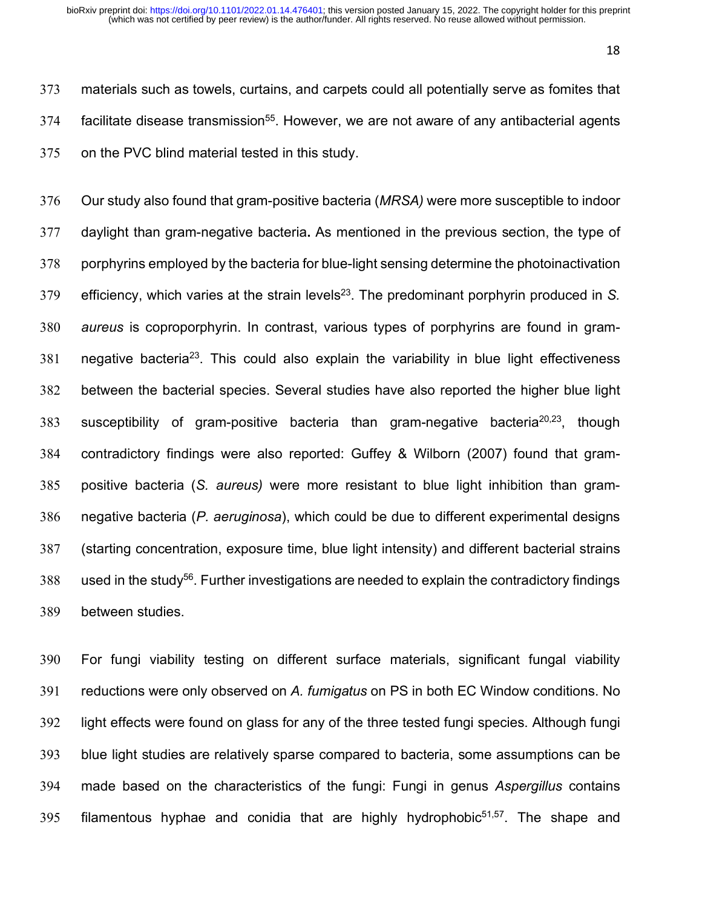materials such as towels, curtains, and carpets could all potentially serve as fomites that facilitate disease transmission[55]. However, we are not aware of any antibacterial agents on the PVC blind material tested in this study.

Our study also found that gram-positive bacteria (*MRSA)* were more susceptible to indoor daylight than gram-negative bacteria**.** As mentioned in the previous section, the type of porphyrins employed by the bacteria for blue-light sensing determine the photoinactivation efficiency, which varies at the strain levels[23]. The predominant porphyrin produced in *S. aureus* is coproporphyrin. In contrast, various types of porphyrins are found in gram-negative bacteria[23]. This could also explain the variability in blue light effectiveness between the bacterial species. Several studies have also reported the higher blue light susceptibility of gram-positive bacteria than gram-negative bacteria[20,23], though contradictory findings were also reported: Guffey & Wilborn (2007) found that gram-positive bacteria (*S. aureus)* were more resistant to blue light inhibition than gram-negative bacteria (*P. aeruginosa*), which could be due to different experimental designs (starting concentration, exposure time, blue light intensity) and different bacterial strains used in the study[56]. Further investigations are needed to explain the contradictory findings between studies.

For fungi viability testing on different surface materials, significant fungal viability reductions were only observed on *A. fumigatus* on PS in both EC Window conditions. No light effects were found on glass for any of the three tested fungi species. Although fungi blue light studies are relatively sparse compared to bacteria, some assumptions can be made based on the characteristics of the fungi: Fungi in genus *Aspergillus* contains filamentous hyphae and conidia that are highly hydrophobic[51,57]. The shape and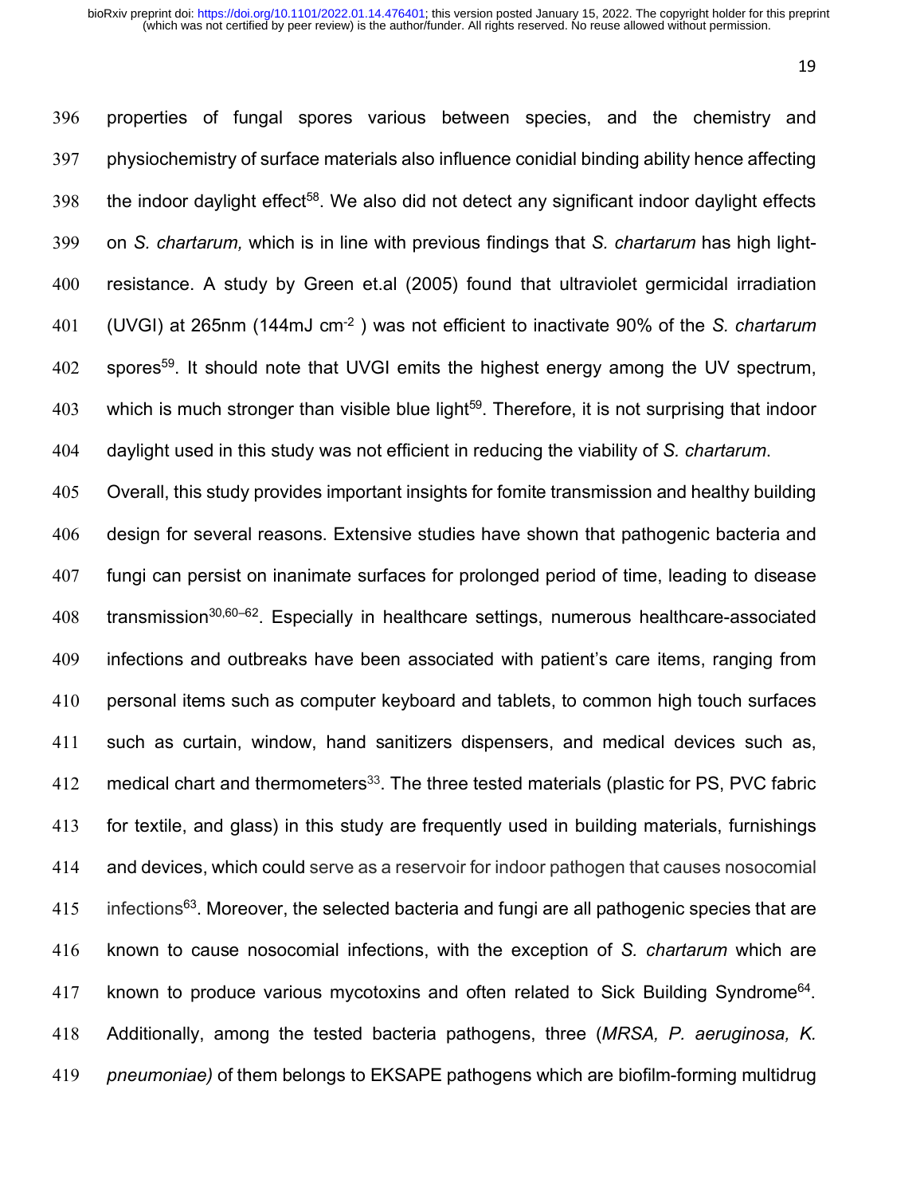properties of fungal spores various between species, and the chemistry and physiochemistry of surface materials also influence conidial binding ability hence affecting the indoor daylight effect[58]. We also did not detect any significant indoor daylight effects on *S. chartarum,* which is in line with previous findings that *S. chartarum* has high light-resistance. A study by Green et.al (2005) found that ultraviolet germicidal irradiation (UVGI) at 265nm (144mJ cm$^{-2}$ ) was not efficient to inactivate 90% of the *S. chartarum* spores[59]. It should note that UVGI emits the highest energy among the UV spectrum, which is much stronger than visible blue light[59]. Therefore, it is not surprising that indoor daylight used in this study was not efficient in reducing the viability of *S. chartarum*.

Overall, this study provides important insights for fomite transmission and healthy building design for several reasons. Extensive studies have shown that pathogenic bacteria and fungi can persist on inanimate surfaces for prolonged period of time, leading to disease transmission[30,60–62]. Especially in healthcare settings, numerous healthcare-associated infections and outbreaks have been associated with patient's care items, ranging from personal items such as computer keyboard and tablets, to common high touch surfaces such as curtain, window, hand sanitizers dispensers, and medical devices such as, medical chart and thermometers[33]. The three tested materials (plastic for PS, PVC fabric for textile, and glass) in this study are frequently used in building materials, furnishings and devices, which could serve as a reservoir for indoor pathogen that causes nosocomial infections[63]. Moreover, the selected bacteria and fungi are all pathogenic species that are known to cause nosocomial infections, with the exception of *S. chartarum* which are known to produce various mycotoxins and often related to Sick Building Syndrome[64]. Additionally, among the tested bacteria pathogens, three (*MRSA, P. aeruginosa, K. pneumoniae)* of them belongs to EKSAPE pathogens which are biofilm-forming multidrug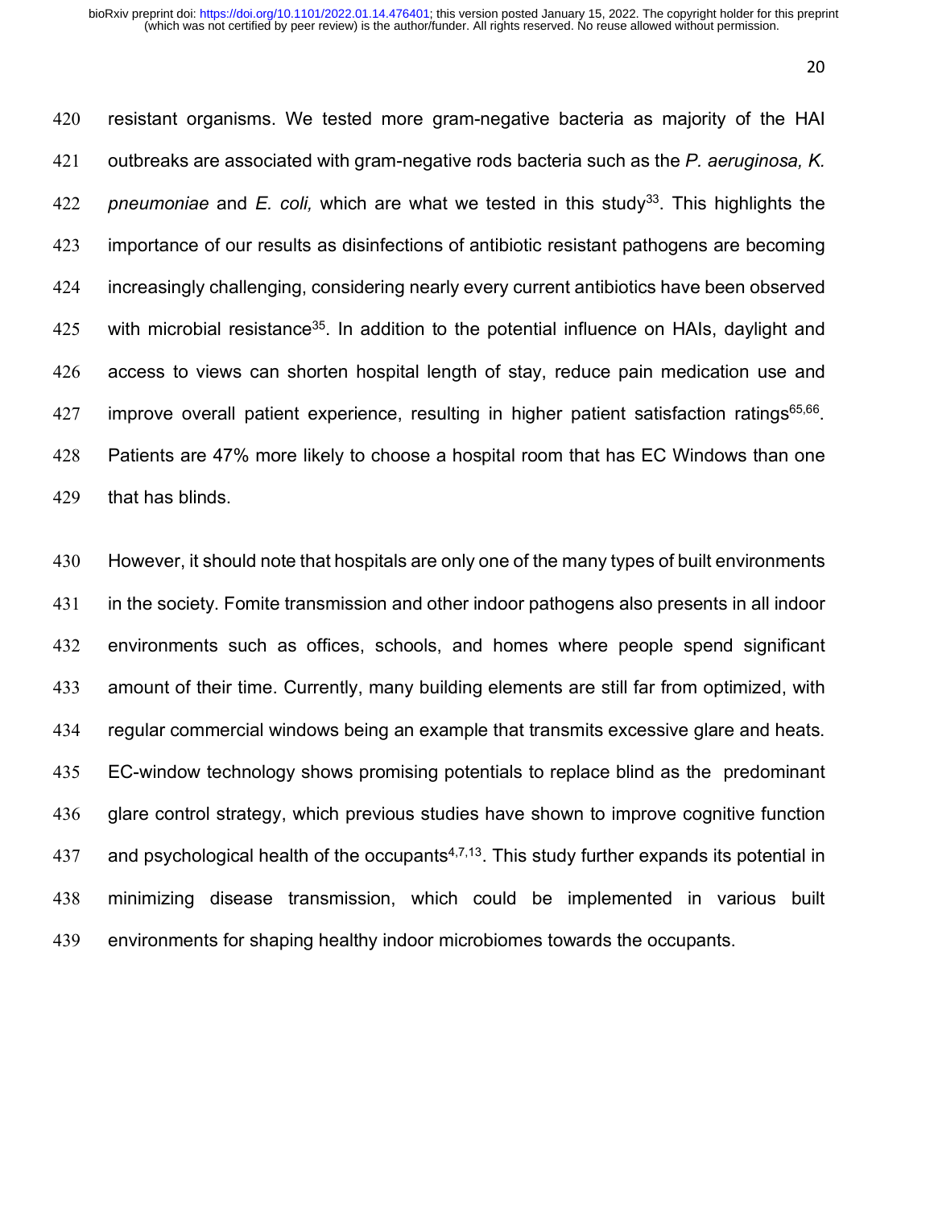resistant organisms. We tested more gram-negative bacteria as majority of the HAI outbreaks are associated with gram-negative rods bacteria such as the *P. aeruginosa, K. pneumoniae* and *E. coli,* which are what we tested in this study[33]. This highlights the importance of our results as disinfections of antibiotic resistant pathogens are becoming increasingly challenging, considering nearly every current antibiotics have been observed with microbial resistance[35]. In addition to the potential influence on HAIs, daylight and access to views can shorten hospital length of stay, reduce pain medication use and improve overall patient experience, resulting in higher patient satisfaction ratings[65,66]. Patients are 47% more likely to choose a hospital room that has EC Windows than one that has blinds.

However, it should note that hospitals are only one of the many types of built environments in the society. Fomite transmission and other indoor pathogens also presents in all indoor environments such as offices, schools, and homes where people spend significant amount of their time. Currently, many building elements are still far from optimized, with regular commercial windows being an example that transmits excessive glare and heats. EC-window technology shows promising potentials to replace blind as the predominant glare control strategy, which previous studies have shown to improve cognitive function and psychological health of the occupants[4,7,13]. This study further expands its potential in minimizing disease transmission, which could be implemented in various built environments for shaping healthy indoor microbiomes towards the occupants.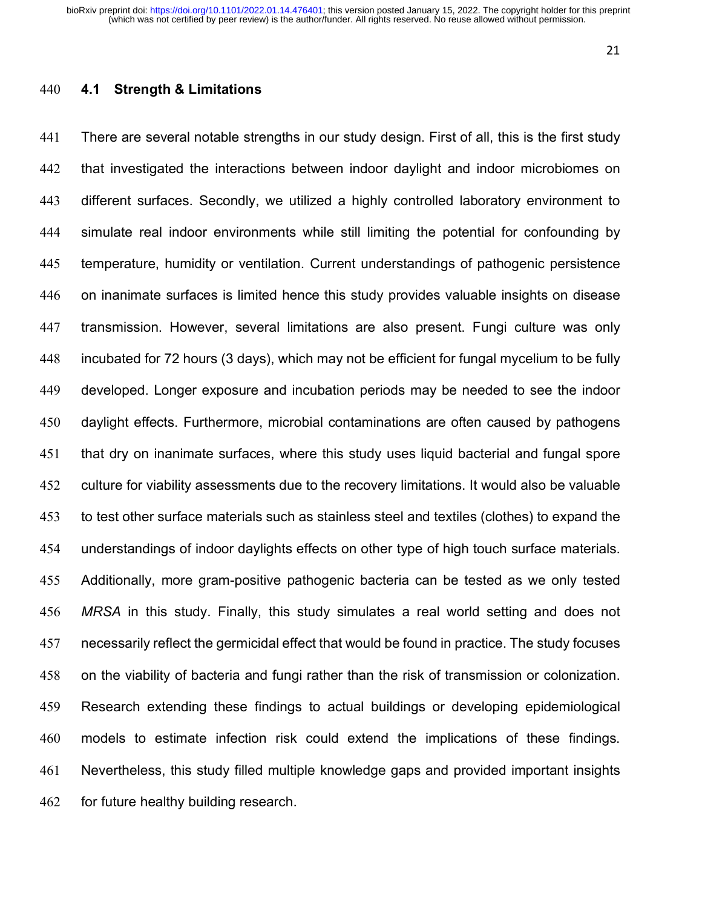### 4.1 Strength & Limitations

There are several notable strengths in our study design. First of all, this is the first study that investigated the interactions between indoor daylight and indoor microbiomes on different surfaces. Secondly, we utilized a highly controlled laboratory environment to simulate real indoor environments while still limiting the potential for confounding by temperature, humidity or ventilation. Current understandings of pathogenic persistence on inanimate surfaces is limited hence this study provides valuable insights on disease transmission. However, several limitations are also present. Fungi culture was only incubated for 72 hours (3 days), which may not be efficient for fungal mycelium to be fully developed. Longer exposure and incubation periods may be needed to see the indoor daylight effects. Furthermore, microbial contaminations are often caused by pathogens that dry on inanimate surfaces, where this study uses liquid bacterial and fungal spore culture for viability assessments due to the recovery limitations. It would also be valuable to test other surface materials such as stainless steel and textiles (clothes) to expand the understandings of indoor daylights effects on other type of high touch surface materials. Additionally, more gram-positive pathogenic bacteria can be tested as we only tested *MRSA* in this study. Finally, this study simulates a real world setting and does not necessarily reflect the germicidal effect that would be found in practice. The study focuses on the viability of bacteria and fungi rather than the risk of transmission or colonization. Research extending these findings to actual buildings or developing epidemiological models to estimate infection risk could extend the implications of these findings. Nevertheless, this study filled multiple knowledge gaps and provided important insights for future healthy building research.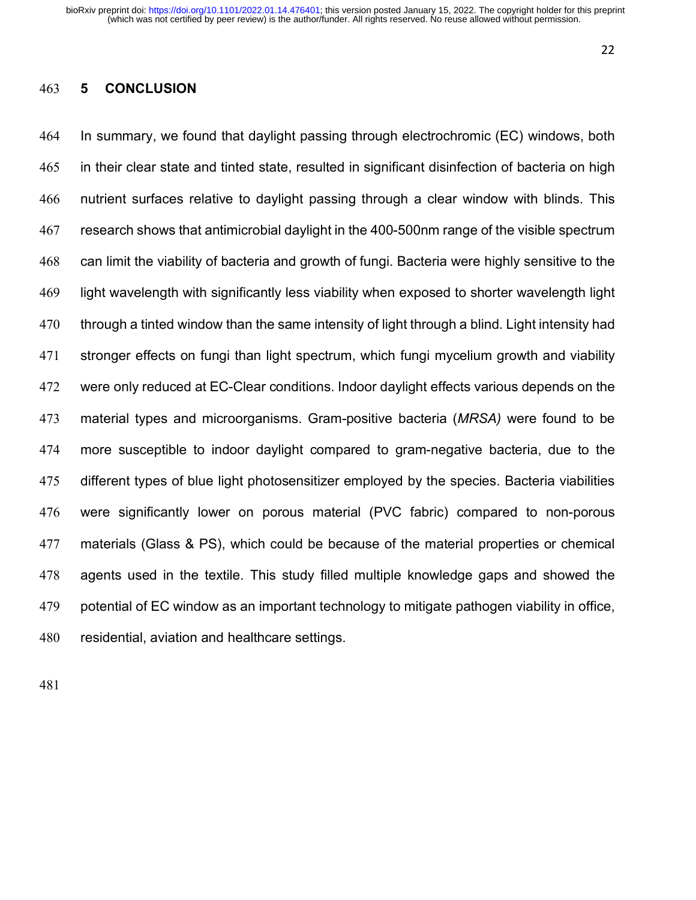## 5 CONCLUSION

In summary, we found that daylight passing through electrochromic (EC) windows, both in their clear state and tinted state, resulted in significant disinfection of bacteria on high nutrient surfaces relative to daylight passing through a clear window with blinds. This research shows that antimicrobial daylight in the 400-500nm range of the visible spectrum can limit the viability of bacteria and growth of fungi. Bacteria were highly sensitive to the light wavelength with significantly less viability when exposed to shorter wavelength light through a tinted window than the same intensity of light through a blind. Light intensity had stronger effects on fungi than light spectrum, which fungi mycelium growth and viability were only reduced at EC-Clear conditions. Indoor daylight effects various depends on the material types and microorganisms. Gram-positive bacteria (*MRSA)* were found to be more susceptible to indoor daylight compared to gram-negative bacteria, due to the different types of blue light photosensitizer employed by the species. Bacteria viabilities were significantly lower on porous material (PVC fabric) compared to non-porous materials (Glass & PS), which could be because of the material properties or chemical agents used in the textile. This study filled multiple knowledge gaps and showed the potential of EC window as an important technology to mitigate pathogen viability in office, residential, aviation and healthcare settings.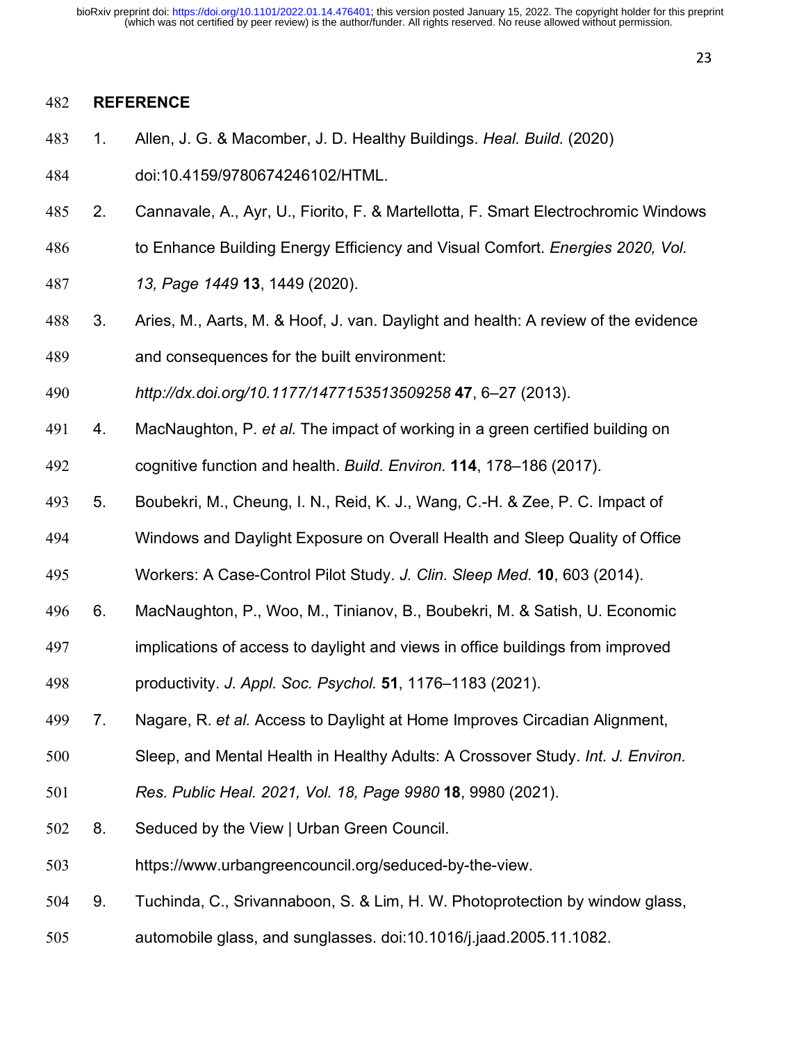## REFERENCE

1. Allen, J. G. & Macomber, J. D. Healthy Buildings. *Heal. Build.* (2020) doi:10.4159/9780674246102/HTML.
2. Cannavale, A., Ayr, U., Fiorito, F. & Martellotta, F. Smart Electrochromic Windows to Enhance Building Energy Efficiency and Visual Comfort. *Energies 2020, Vol. 13, Page 1449* **13**, 1449 (2020).
3. Aries, M., Aarts, M. & Hoof, J. van. Daylight and health: A review of the evidence and consequences for the built environment: *http://dx.doi.org/10.1177/1477153513509258* **47**, 6–27 (2013).
4. MacNaughton, P. *et al.* The impact of working in a green certified building on cognitive function and health. *Build. Environ.* **114**, 178–186 (2017).
5. Boubekri, M., Cheung, I. N., Reid, K. J., Wang, C.-H. & Zee, P. C. Impact of Windows and Daylight Exposure on Overall Health and Sleep Quality of Office Workers: A Case-Control Pilot Study. *J. Clin. Sleep Med.* **10**, 603 (2014).
6. MacNaughton, P., Woo, M., Tinianov, B., Boubekri, M. & Satish, U. Economic implications of access to daylight and views in office buildings from improved productivity. *J. Appl. Soc. Psychol.* **51**, 1176–1183 (2021).
7. Nagare, R. *et al.* Access to Daylight at Home Improves Circadian Alignment, Sleep, and Mental Health in Healthy Adults: A Crossover Study. *Int. J. Environ. Res. Public Heal. 2021, Vol. 18, Page 9980* **18**, 9980 (2021).
8. Seduced by the View | Urban Green Council. https://www.urbangreencouncil.org/seduced-by-the-view.
9. Tuchinda, C., Srivannaboon, S. & Lim, H. W. Photoprotection by window glass, automobile glass, and sunglasses. doi:10.1016/j.jaad.2005.11.1082.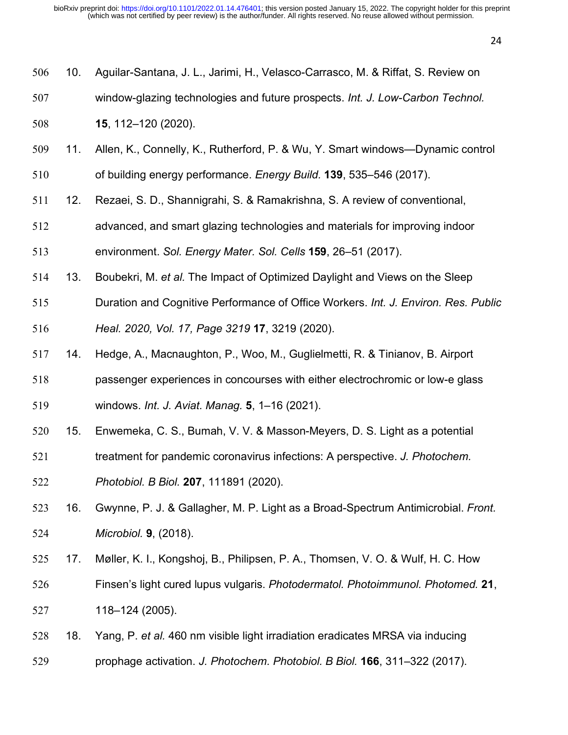10. Aguilar-Santana, J. L., Jarimi, H., Velasco-Carrasco, M. & Riffat, S. Review on window-glazing technologies and future prospects. *Int. J. Low-Carbon Technol.* **15**, 112–120 (2020).
11. Allen, K., Connelly, K., Rutherford, P. & Wu, Y. Smart windows—Dynamic control of building energy performance. *Energy Build.* **139**, 535–546 (2017).
12. Rezaei, S. D., Shannigrahi, S. & Ramakrishna, S. A review of conventional, advanced, and smart glazing technologies and materials for improving indoor environment. *Sol. Energy Mater. Sol. Cells* **159**, 26–51 (2017).
13. Boubekri, M. *et al.* The Impact of Optimized Daylight and Views on the Sleep Duration and Cognitive Performance of Office Workers. *Int. J. Environ. Res. Public Heal. 2020, Vol. 17, Page 3219* **17**, 3219 (2020).
14. Hedge, A., Macnaughton, P., Woo, M., Guglielmetti, R. & Tinianov, B. Airport passenger experiences in concourses with either electrochromic or low-e glass windows. *Int. J. Aviat. Manag.* **5**, 1–16 (2021).
15. Enwemeka, C. S., Bumah, V. V. & Masson-Meyers, D. S. Light as a potential treatment for pandemic coronavirus infections: A perspective. *J. Photochem. Photobiol. B Biol.* **207**, 111891 (2020).
16. Gwynne, P. J. & Gallagher, M. P. Light as a Broad-Spectrum Antimicrobial. *Front. Microbiol.* **9**, (2018).
17. Møller, K. I., Kongshoj, B., Philipsen, P. A., Thomsen, V. O. & Wulf, H. C. How Finsen's light cured lupus vulgaris. *Photodermatol. Photoimmunol. Photomed.* **21**, 118–124 (2005).
18. Yang, P. *et al.* 460 nm visible light irradiation eradicates MRSA via inducing prophage activation. *J. Photochem. Photobiol. B Biol.* **166**, 311–322 (2017).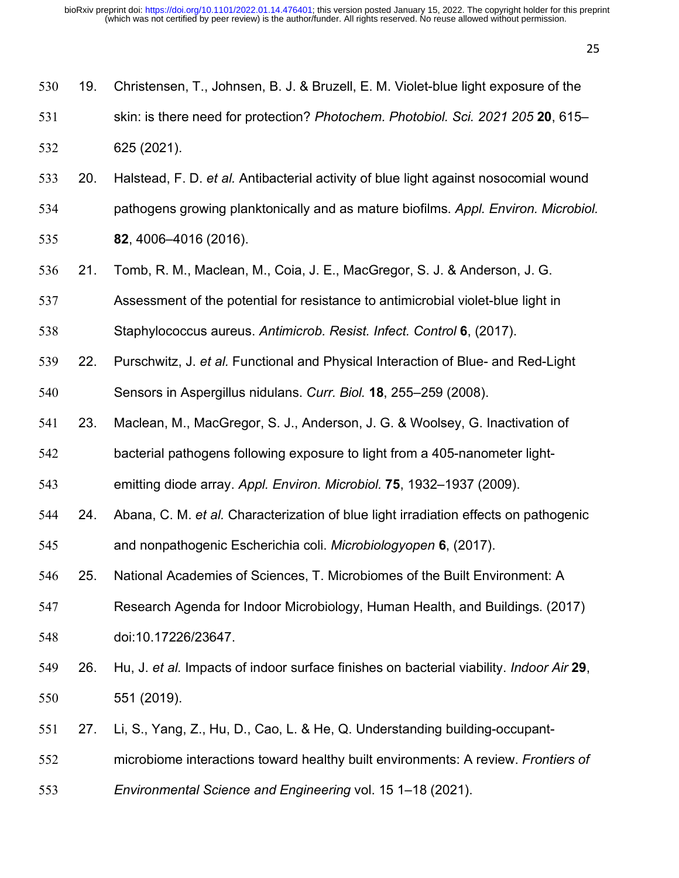19. Christensen, T., Johnsen, B. J. & Bruzell, E. M. Violet-blue light exposure of the skin: is there need for protection? *Photochem. Photobiol. Sci. 2021 205* **20**, 615–625 (2021).

20. Halstead, F. D. *et al.* Antibacterial activity of blue light against nosocomial wound pathogens growing planktonically and as mature biofilms. *Appl. Environ. Microbiol.* **82**, 4006–4016 (2016).

21. Tomb, R. M., Maclean, M., Coia, J. E., MacGregor, S. J. & Anderson, J. G. Assessment of the potential for resistance to antimicrobial violet-blue light in Staphylococcus aureus. *Antimicrob. Resist. Infect. Control* **6**, (2017).

22. Purschwitz, J. *et al.* Functional and Physical Interaction of Blue- and Red-Light Sensors in Aspergillus nidulans. *Curr. Biol.* **18**, 255–259 (2008).

23. Maclean, M., MacGregor, S. J., Anderson, J. G. & Woolsey, G. Inactivation of bacterial pathogens following exposure to light from a 405-nanometer light-emitting diode array. *Appl. Environ. Microbiol.* **75**, 1932–1937 (2009).

24. Abana, C. M. *et al.* Characterization of blue light irradiation effects on pathogenic and nonpathogenic Escherichia coli. *Microbiologyopen* **6**, (2017).

25. National Academies of Sciences, T. Microbiomes of the Built Environment: A Research Agenda for Indoor Microbiology, Human Health, and Buildings. (2017) doi:10.17226/23647.

26. Hu, J. *et al.* Impacts of indoor surface finishes on bacterial viability. *Indoor Air* **29**, 551 (2019).

27. Li, S., Yang, Z., Hu, D., Cao, L. & He, Q. Understanding building-occupant-microbiome interactions toward healthy built environments: A review. *Frontiers of Environmental Science and Engineering* vol. 15 1–18 (2021).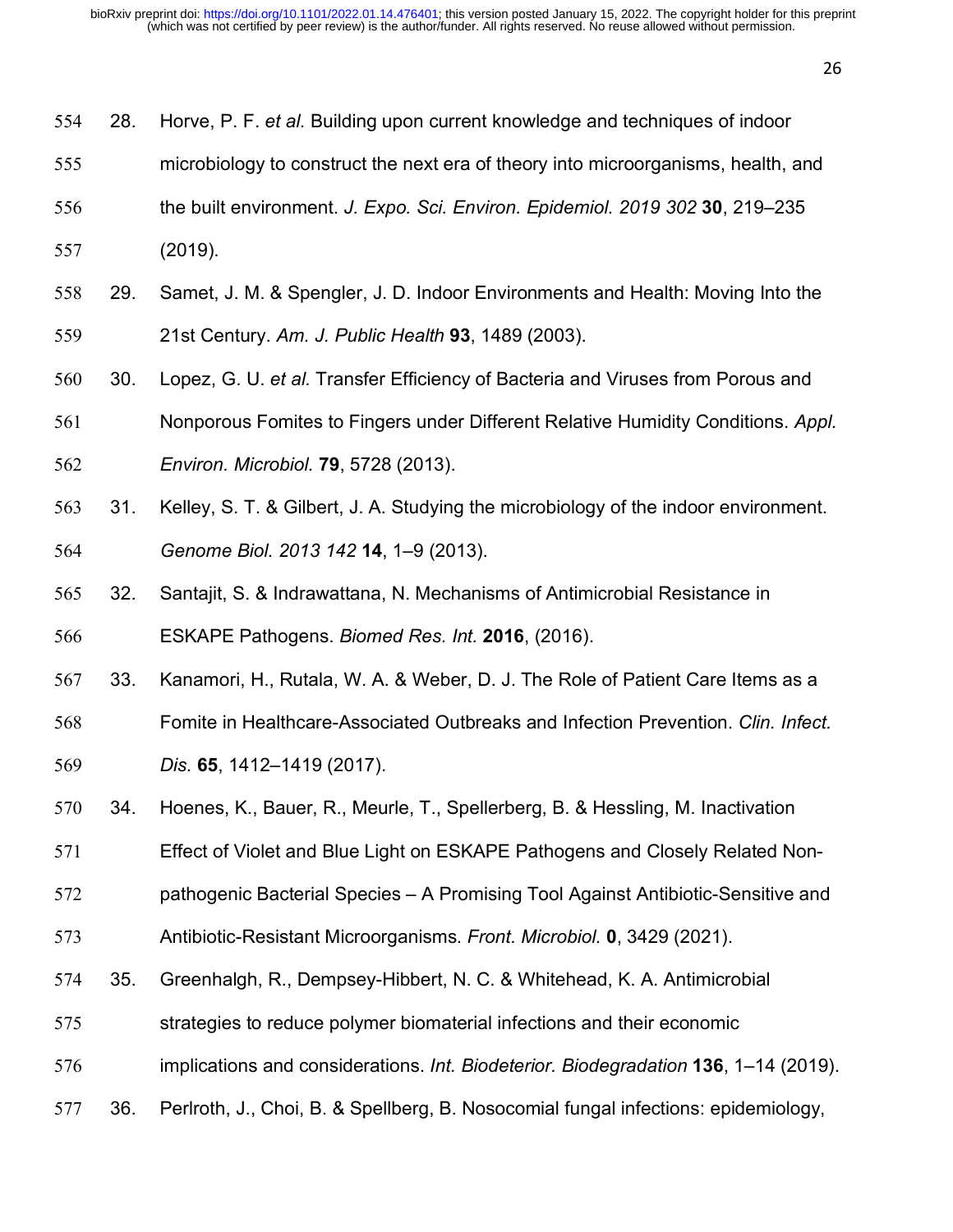28. Horve, P. F. *et al.* Building upon current knowledge and techniques of indoor microbiology to construct the next era of theory into microorganisms, health, and the built environment. *J. Expo. Sci. Environ. Epidemiol. 2019 302* **30**, 219–235 (2019).
29. Samet, J. M. & Spengler, J. D. Indoor Environments and Health: Moving Into the 21st Century. *Am. J. Public Health* **93**, 1489 (2003).
30. Lopez, G. U. *et al.* Transfer Efficiency of Bacteria and Viruses from Porous and Nonporous Fomites to Fingers under Different Relative Humidity Conditions. *Appl. Environ. Microbiol.* **79**, 5728 (2013).
31. Kelley, S. T. & Gilbert, J. A. Studying the microbiology of the indoor environment. *Genome Biol. 2013 142* **14**, 1–9 (2013).
32. Santajit, S. & Indrawattana, N. Mechanisms of Antimicrobial Resistance in ESKAPE Pathogens. *Biomed Res. Int.* **2016**, (2016).
33. Kanamori, H., Rutala, W. A. & Weber, D. J. The Role of Patient Care Items as a Fomite in Healthcare-Associated Outbreaks and Infection Prevention. *Clin. Infect. Dis.* **65**, 1412–1419 (2017).
34. Hoenes, K., Bauer, R., Meurle, T., Spellerberg, B. & Hessling, M. Inactivation Effect of Violet and Blue Light on ESKAPE Pathogens and Closely Related Non-pathogenic Bacterial Species – A Promising Tool Against Antibiotic-Sensitive and Antibiotic-Resistant Microorganisms. *Front. Microbiol.* **0**, 3429 (2021).
35. Greenhalgh, R., Dempsey-Hibbert, N. C. & Whitehead, K. A. Antimicrobial strategies to reduce polymer biomaterial infections and their economic implications and considerations. *Int. Biodeterior. Biodegradation* **136**, 1–14 (2019).
36. Perlroth, J., Choi, B. & Spellberg, B. Nosocomial fungal infections: epidemiology,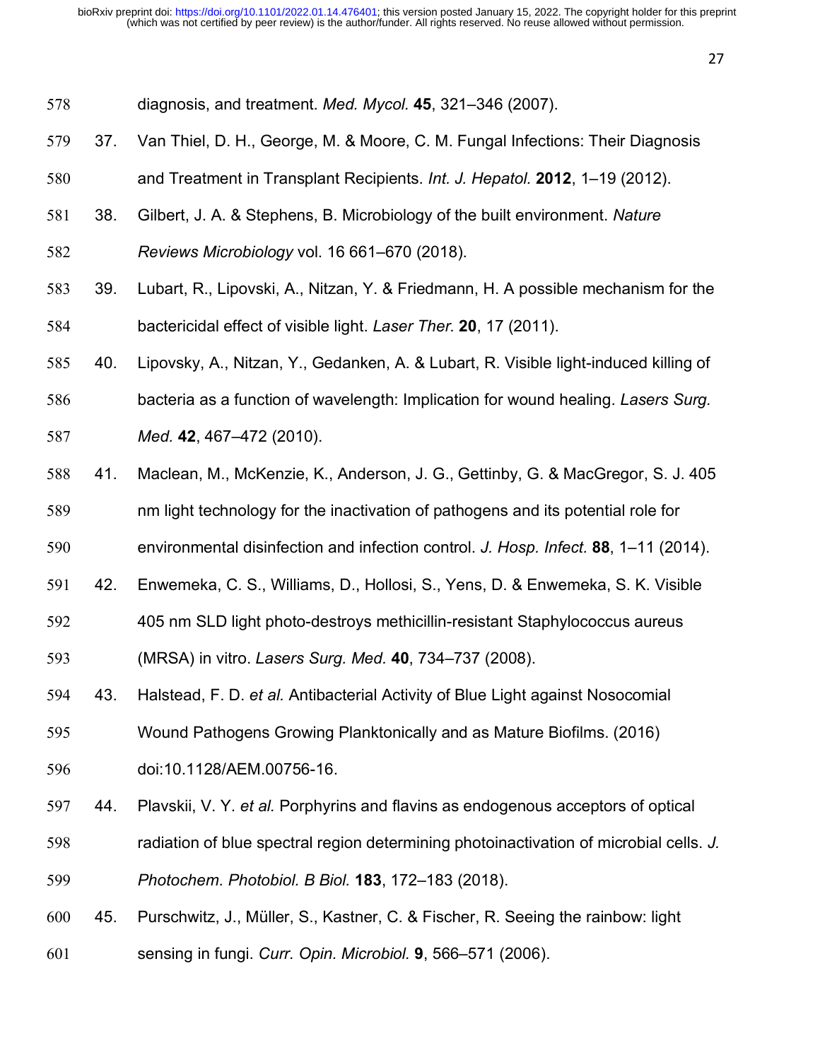diagnosis, and treatment. *Med. Mycol.* **45**, 321–346 (2007).

37. Van Thiel, D. H., George, M. & Moore, C. M. Fungal Infections: Their Diagnosis and Treatment in Transplant Recipients. *Int. J. Hepatol.* **2012**, 1–19 (2012).

38. Gilbert, J. A. & Stephens, B. Microbiology of the built environment. *Nature Reviews Microbiology* vol. 16 661–670 (2018).

39. Lubart, R., Lipovski, A., Nitzan, Y. & Friedmann, H. A possible mechanism for the bactericidal effect of visible light. *Laser Ther.* **20**, 17 (2011).

40. Lipovsky, A., Nitzan, Y., Gedanken, A. & Lubart, R. Visible light-induced killing of bacteria as a function of wavelength: Implication for wound healing. *Lasers Surg. Med.* **42**, 467–472 (2010).

41. Maclean, M., McKenzie, K., Anderson, J. G., Gettinby, G. & MacGregor, S. J. 405 nm light technology for the inactivation of pathogens and its potential role for environmental disinfection and infection control. *J. Hosp. Infect.* **88**, 1–11 (2014).

42. Enwemeka, C. S., Williams, D., Hollosi, S., Yens, D. & Enwemeka, S. K. Visible 405 nm SLD light photo-destroys methicillin-resistant Staphylococcus aureus (MRSA) in vitro. *Lasers Surg. Med.* **40**, 734–737 (2008).

43. Halstead, F. D. *et al.* Antibacterial Activity of Blue Light against Nosocomial Wound Pathogens Growing Planktonically and as Mature Biofilms. (2016) doi:10.1128/AEM.00756-16.

44. Plavskii, V. Y. *et al.* Porphyrins and flavins as endogenous acceptors of optical radiation of blue spectral region determining photoinactivation of microbial cells. *J. Photochem. Photobiol. B Biol.* **183**, 172–183 (2018).

45. Purschwitz, J., Müller, S., Kastner, C. & Fischer, R. Seeing the rainbow: light sensing in fungi. *Curr. Opin. Microbiol.* **9**, 566–571 (2006).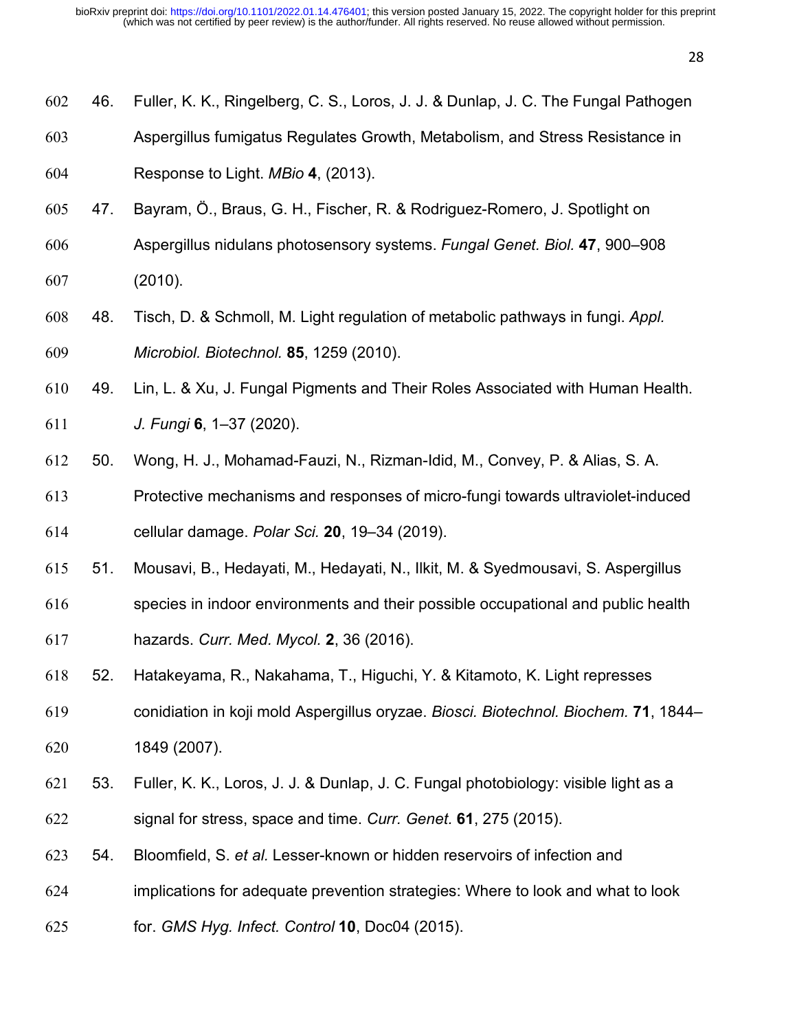46. Fuller, K. K., Ringelberg, C. S., Loros, J. J. & Dunlap, J. C. The Fungal Pathogen Aspergillus fumigatus Regulates Growth, Metabolism, and Stress Resistance in Response to Light. *MBio* **4**, (2013).
47. Bayram, Ö., Braus, G. H., Fischer, R. & Rodriguez-Romero, J. Spotlight on Aspergillus nidulans photosensory systems. *Fungal Genet. Biol.* **47**, 900–908 (2010).
48. Tisch, D. & Schmoll, M. Light regulation of metabolic pathways in fungi. *Appl. Microbiol. Biotechnol.* **85**, 1259 (2010).
49. Lin, L. & Xu, J. Fungal Pigments and Their Roles Associated with Human Health. *J. Fungi* **6**, 1–37 (2020).
50. Wong, H. J., Mohamad-Fauzi, N., Rizman-Idid, M., Convey, P. & Alias, S. A. Protective mechanisms and responses of micro-fungi towards ultraviolet-induced cellular damage. *Polar Sci.* **20**, 19–34 (2019).
51. Mousavi, B., Hedayati, M., Hedayati, N., Ilkit, M. & Syedmousavi, S. Aspergillus species in indoor environments and their possible occupational and public health hazards. *Curr. Med. Mycol.* **2**, 36 (2016).
52. Hatakeyama, R., Nakahama, T., Higuchi, Y. & Kitamoto, K. Light represses conidiation in koji mold Aspergillus oryzae. *Biosci. Biotechnol. Biochem.* **71**, 1844–1849 (2007).
53. Fuller, K. K., Loros, J. J. & Dunlap, J. C. Fungal photobiology: visible light as a signal for stress, space and time. *Curr. Genet.* **61**, 275 (2015).
54. Bloomfield, S. *et al.* Lesser-known or hidden reservoirs of infection and implications for adequate prevention strategies: Where to look and what to look for. *GMS Hyg. Infect. Control* **10**, Doc04 (2015).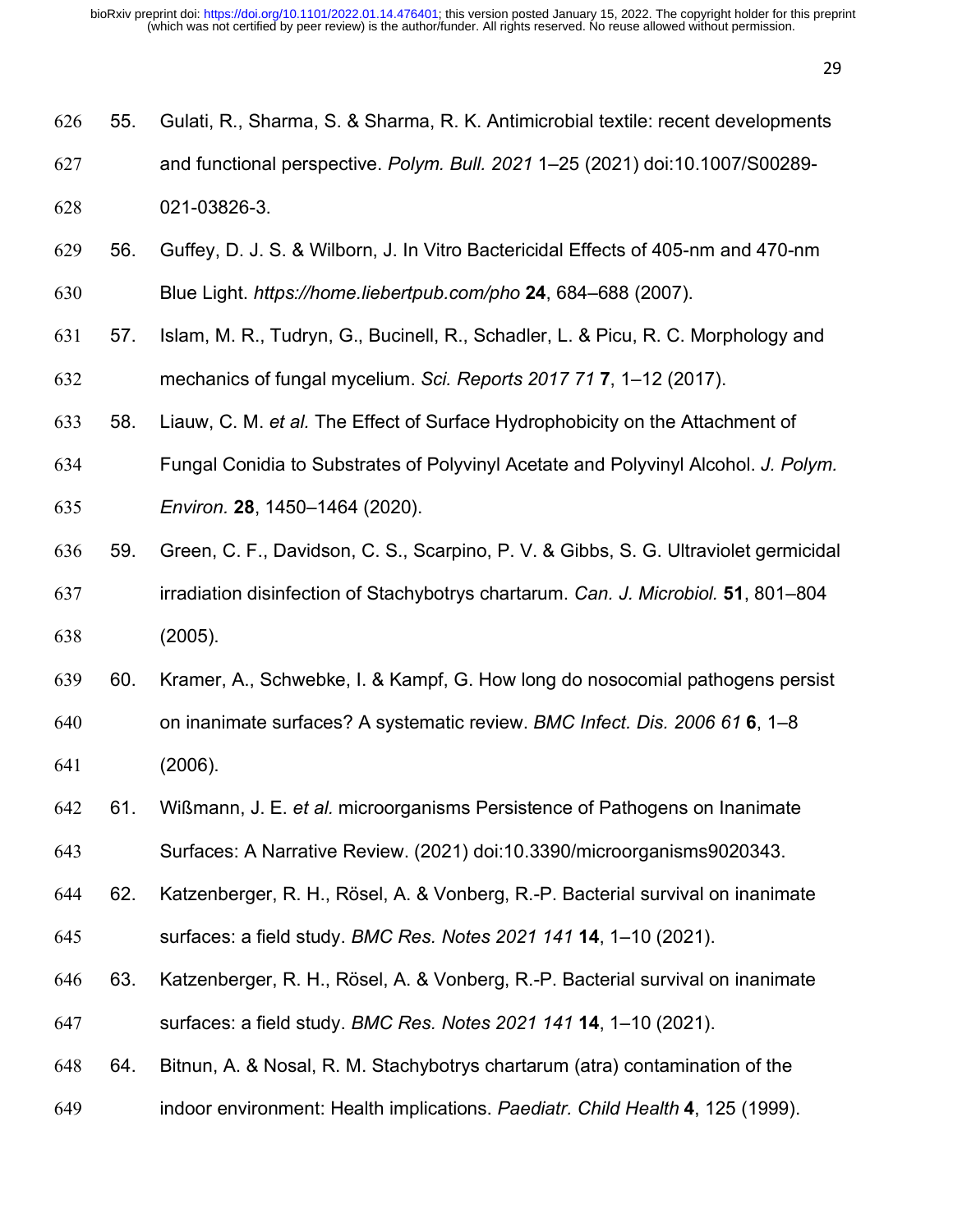55. Gulati, R., Sharma, S. & Sharma, R. K. Antimicrobial textile: recent developments and functional perspective. *Polym. Bull. 2021* 1–25 (2021) doi:10.1007/S00289-021-03826-3.
56. Guffey, D. J. S. & Wilborn, J. In Vitro Bactericidal Effects of 405-nm and 470-nm Blue Light. *https://home.liebertpub.com/pho* **24**, 684–688 (2007).
57. Islam, M. R., Tudryn, G., Bucinell, R., Schadler, L. & Picu, R. C. Morphology and mechanics of fungal mycelium. *Sci. Reports 2017 71* **7**, 1–12 (2017).
58. Liauw, C. M. *et al.* The Effect of Surface Hydrophobicity on the Attachment of Fungal Conidia to Substrates of Polyvinyl Acetate and Polyvinyl Alcohol. *J. Polym. Environ.* **28**, 1450–1464 (2020).
59. Green, C. F., Davidson, C. S., Scarpino, P. V. & Gibbs, S. G. Ultraviolet germicidal irradiation disinfection of Stachybotrys chartarum. *Can. J. Microbiol.* **51**, 801–804 (2005).
60. Kramer, A., Schwebke, I. & Kampf, G. How long do nosocomial pathogens persist on inanimate surfaces? A systematic review. *BMC Infect. Dis. 2006 61* **6**, 1–8 (2006).
61. Wißmann, J. E. *et al.* microorganisms Persistence of Pathogens on Inanimate Surfaces: A Narrative Review. (2021) doi:10.3390/microorganisms9020343.
62. Katzenberger, R. H., Rösel, A. & Vonberg, R.-P. Bacterial survival on inanimate surfaces: a field study. *BMC Res. Notes 2021 141* **14**, 1–10 (2021).
63. Katzenberger, R. H., Rösel, A. & Vonberg, R.-P. Bacterial survival on inanimate surfaces: a field study. *BMC Res. Notes 2021 141* **14**, 1–10 (2021).
64. Bitnun, A. & Nosal, R. M. Stachybotrys chartarum (atra) contamination of the indoor environment: Health implications. *Paediatr. Child Health* **4**, 125 (1999).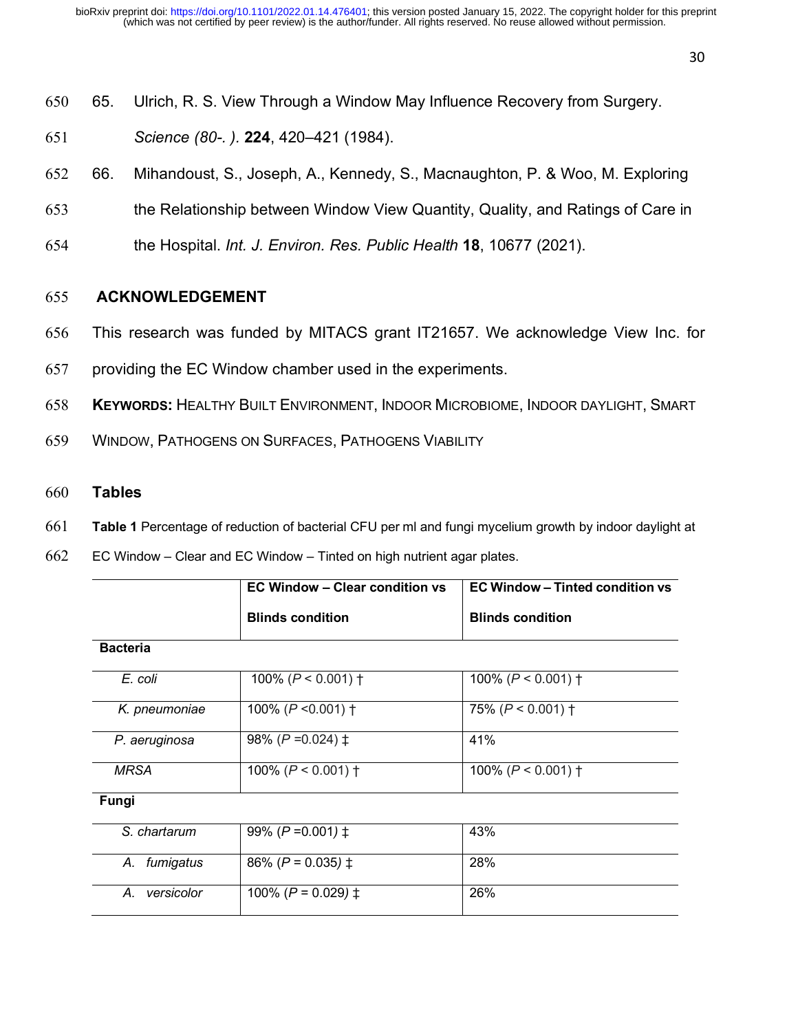65. Ulrich, R. S. View Through a Window May Influence Recovery from Surgery. *Science (80-. ).* **224**, 420–421 (1984).

66. Mihandoust, S., Joseph, A., Kennedy, S., Macnaughton, P. & Woo, M. Exploring the Relationship between Window View Quantity, Quality, and Ratings of Care in the Hospital. *Int. J. Environ. Res. Public Health* **18**, 10677 (2021).

## ACKNOWLEDGEMENT

This research was funded by MITACS grant IT21657. We acknowledge View Inc. for providing the EC Window chamber used in the experiments.

**KEYWORDS:** HEALTHY BUILT ENVIRONMENT, INDOOR MICROBIOME, INDOOR DAYLIGHT, SMART WINDOW, PATHOGENS ON SURFACES, PATHOGENS VIABILITY

## Tables

**Table 1** Percentage of reduction of bacterial CFU per ml and fungi mycelium growth by indoor daylight at EC Window – Clear and EC Window – Tinted on high nutrient agar plates.

| | **EC Window – Clear condition vs Blinds condition** | **EC Window – Tinted condition vs Blinds condition** |
|---|---|---|
| **Bacteria** | | |
| *E. coli* | 100% ($P < 0.001$) † | 100% ($P < 0.001$) † |
| *K. pneumoniae* | 100% ($P < 0.001$) † | 75% ($P < 0.001$) † |
| *P. aeruginosa* | 98% ($P = 0.024$) ‡ | 41% |
| *MRSA* | 100% ($P < 0.001$) † | 100% ($P < 0.001$) † |
| **Fungi** | | |
| *S. chartarum* | 99% ($P = 0.001$) ‡ | 43% |
| *A. fumigatus* | 86% ($P = 0.035$) ‡ | 28% |
| *A. versicolor* | 100% ($P = 0.029$) ‡ | 26% |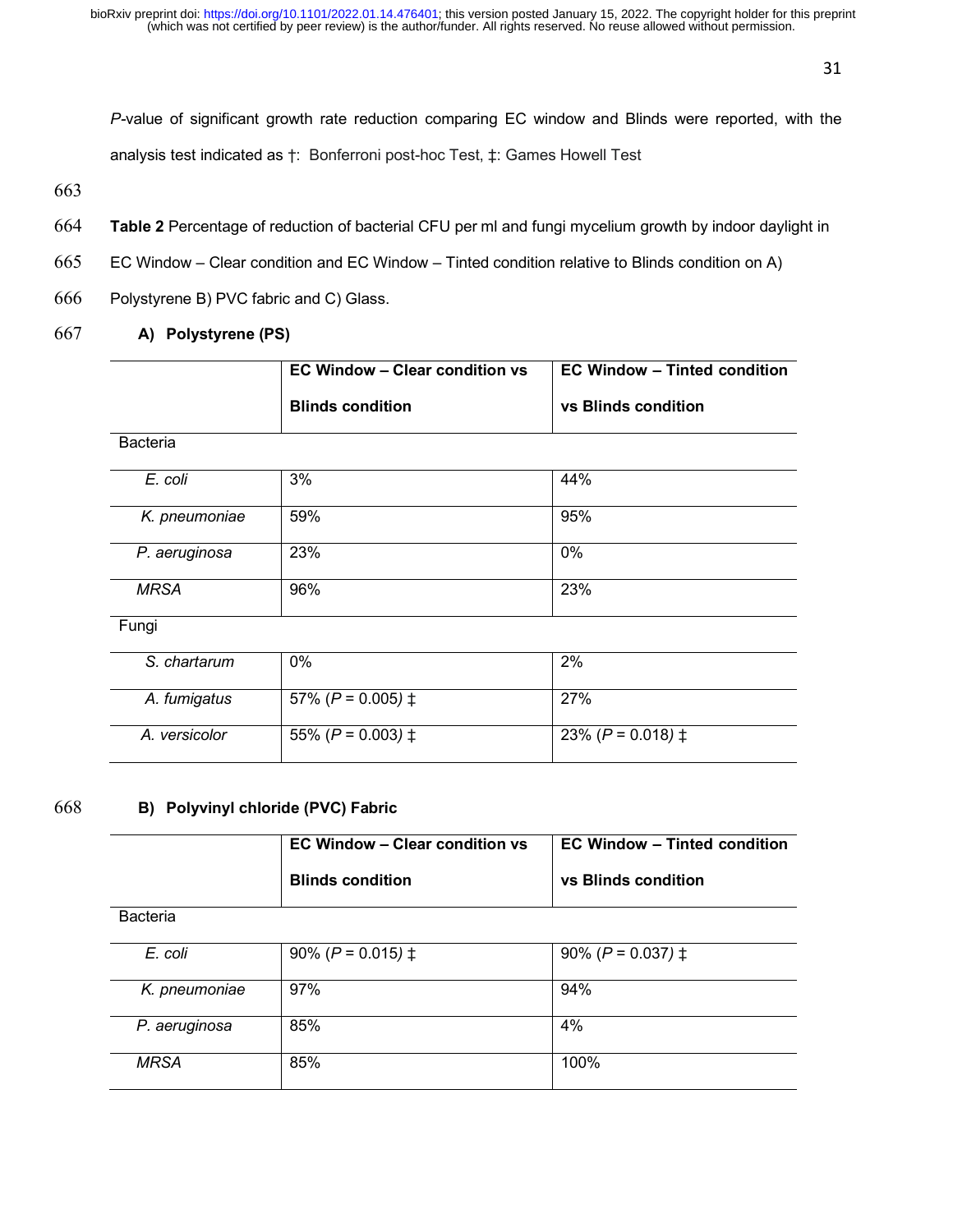*P*-value of significant growth rate reduction comparing EC window and Blinds were reported, with the analysis test indicated as †: Bonferroni post-hoc Test, ‡: Games Howell Test

**Table 2** Percentage of reduction of bacterial CFU per ml and fungi mycelium growth by indoor daylight in EC Window – Clear condition and EC Window – Tinted condition relative to Blinds condition on A) Polystyrene B) PVC fabric and C) Glass.

**A) Polystyrene (PS)**

| | **EC Window – Clear condition vs Blinds condition** | **EC Window – Tinted condition vs Blinds condition** |
|---|---|---|
| Bacteria | | |
| *E. coli* | 3% | 44% |
| *K. pneumoniae* | 59% | 95% |
| *P. aeruginosa* | 23% | 0% |
| *MRSA* | 96% | 23% |
| Fungi | | |
| *S. chartarum* | 0% | 2% |
| *A. fumigatus* | 57% (*P* = 0.005) ‡ | 27% |
| *A. versicolor* | 55% (*P* = 0.003) ‡ | 23% (*P* = 0.018) ‡ |

**B) Polyvinyl chloride (PVC) Fabric**

| | **EC Window – Clear condition vs Blinds condition** | **EC Window – Tinted condition vs Blinds condition** |
|---|---|---|
| Bacteria | | |
| *E. coli* | 90% (*P* = 0.015) ‡ | 90% (*P* = 0.037) ‡ |
| *K. pneumoniae* | 97% | 94% |
| *P. aeruginosa* | 85% | 4% |
| *MRSA* | 85% | 100% |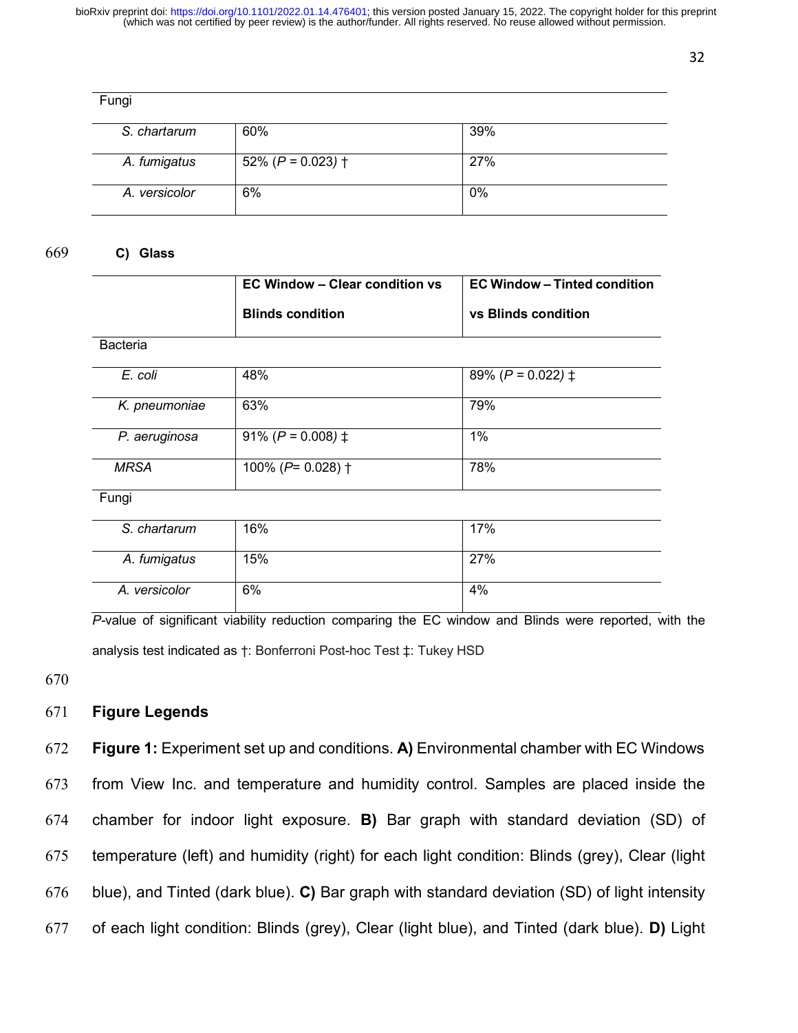| Fungi | | |
|---|---|---|
| *S. chartarum* | 60% | 39% |
| *A. fumigatus* | 52% ($P$ = 0.023) † | 27% |
| *A. versicolor* | 6% | 0% |

**C) Glass**

| | **EC Window – Clear condition vs Blinds condition** | **EC Window – Tinted condition vs Blinds condition** |
|---|---|---|
| Bacteria | | |
| *E. coli* | 48% | 89% ($P$ = 0.022) ‡ |
| *K. pneumoniae* | 63% | 79% |
| *P. aeruginosa* | 91% ($P$ = 0.008) ‡ | 1% |
| *MRSA* | 100% ($P$= 0.028) † | 78% |
| Fungi | | |
| *S. chartarum* | 16% | 17% |
| *A. fumigatus* | 15% | 27% |
| *A. versicolor* | 6% | 4% |

*P*-value of significant viability reduction comparing the EC window and Blinds were reported, with the analysis test indicated as †: Bonferroni Post-hoc Test ‡: Tukey HSD

## Figure Legends

**Figure 1:** Experiment set up and conditions. **A)** Environmental chamber with EC Windows from View Inc. and temperature and humidity control. Samples are placed inside the chamber for indoor light exposure. **B)** Bar graph with standard deviation (SD) of temperature (left) and humidity (right) for each light condition: Blinds (grey), Clear (light blue), and Tinted (dark blue). **C)** Bar graph with standard deviation (SD) of light intensity of each light condition: Blinds (grey), Clear (light blue), and Tinted (dark blue). **D)** Light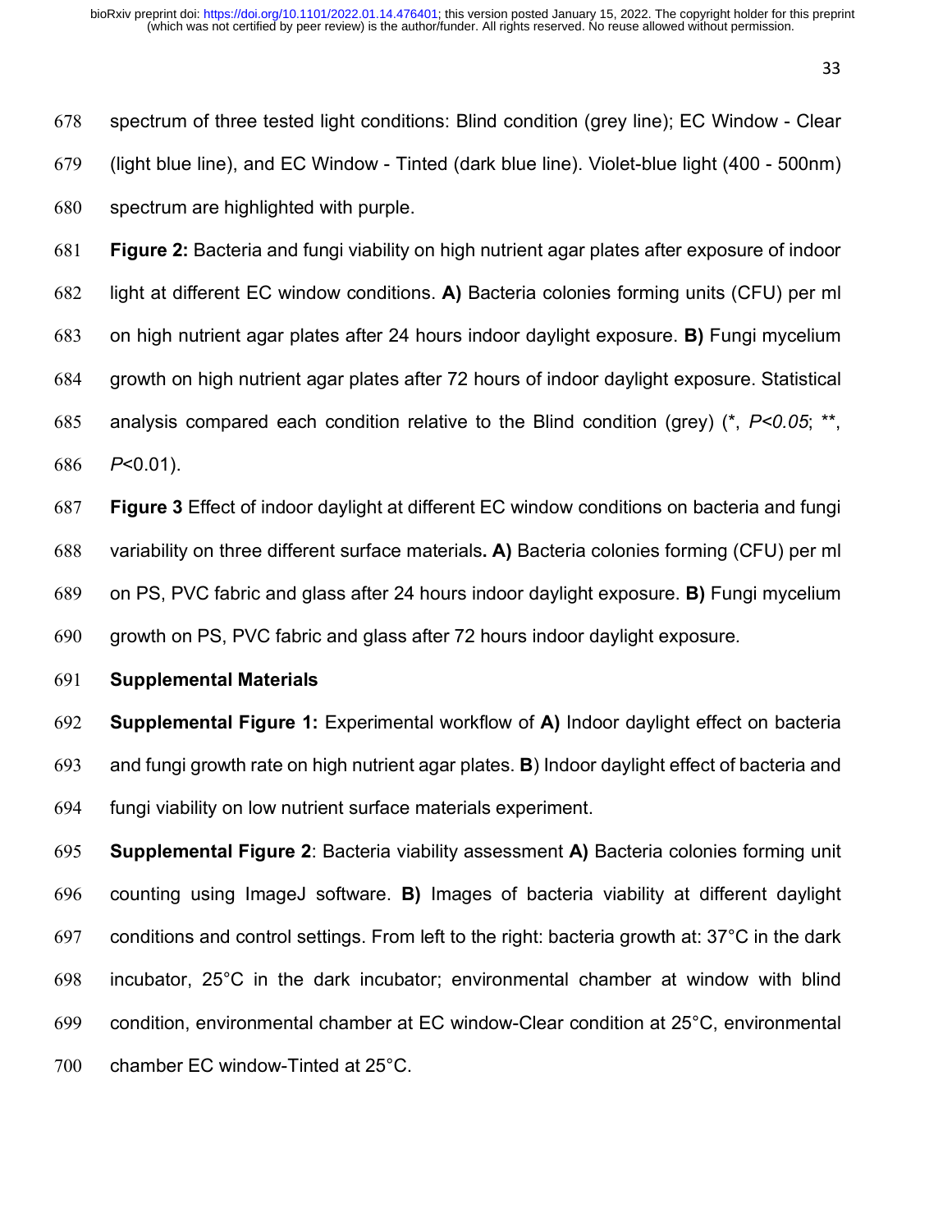spectrum of three tested light conditions: Blind condition (grey line); EC Window - Clear (light blue line), and EC Window - Tinted (dark blue line). Violet-blue light (400 - 500nm) spectrum are highlighted with purple.

**Figure 2:** Bacteria and fungi viability on high nutrient agar plates after exposure of indoor light at different EC window conditions. **A)** Bacteria colonies forming units (CFU) per ml on high nutrient agar plates after 24 hours indoor daylight exposure. **B)** Fungi mycelium growth on high nutrient agar plates after 72 hours of indoor daylight exposure. Statistical analysis compared each condition relative to the Blind condition (grey) (*, $P<0.05$; **, $P<0.01$).

**Figure 3** Effect of indoor daylight at different EC window conditions on bacteria and fungi variability on three different surface materials**. A)** Bacteria colonies forming (CFU) per ml on PS, PVC fabric and glass after 24 hours indoor daylight exposure. **B)** Fungi mycelium growth on PS, PVC fabric and glass after 72 hours indoor daylight exposure.

**Supplemental Materials**

**Supplemental Figure 1:** Experimental workflow of **A)** Indoor daylight effect on bacteria and fungi growth rate on high nutrient agar plates. **B**) Indoor daylight effect of bacteria and fungi viability on low nutrient surface materials experiment.

**Supplemental Figure 2**: Bacteria viability assessment **A)** Bacteria colonies forming unit counting using ImageJ software. **B)** Images of bacteria viability at different daylight conditions and control settings. From left to the right: bacteria growth at: 37°C in the dark incubator, 25°C in the dark incubator; environmental chamber at window with blind condition, environmental chamber at EC window-Clear condition at 25°C, environmental chamber EC window-Tinted at 25°C.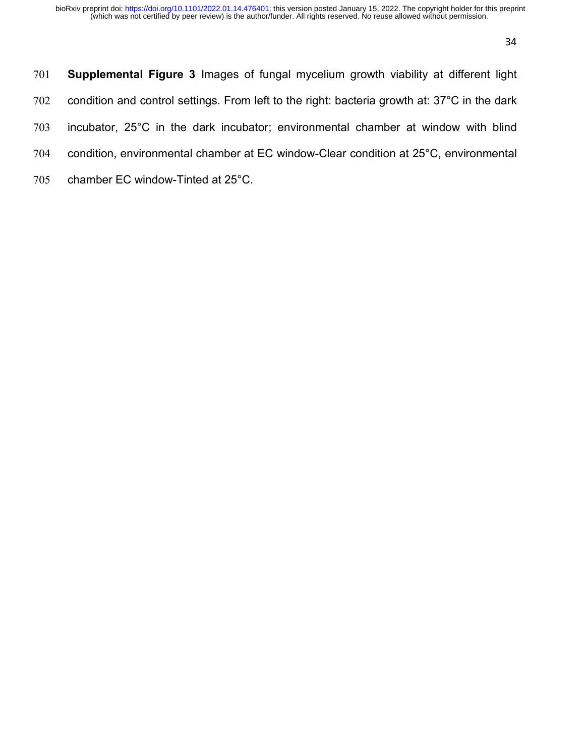**Supplemental Figure 3** Images of fungal mycelium growth viability at different light condition and control settings. From left to the right: bacteria growth at: 37°C in the dark incubator, 25°C in the dark incubator; environmental chamber at window with blind condition, environmental chamber at EC window-Clear condition at 25°C, environmental chamber EC window-Tinted at 25°C.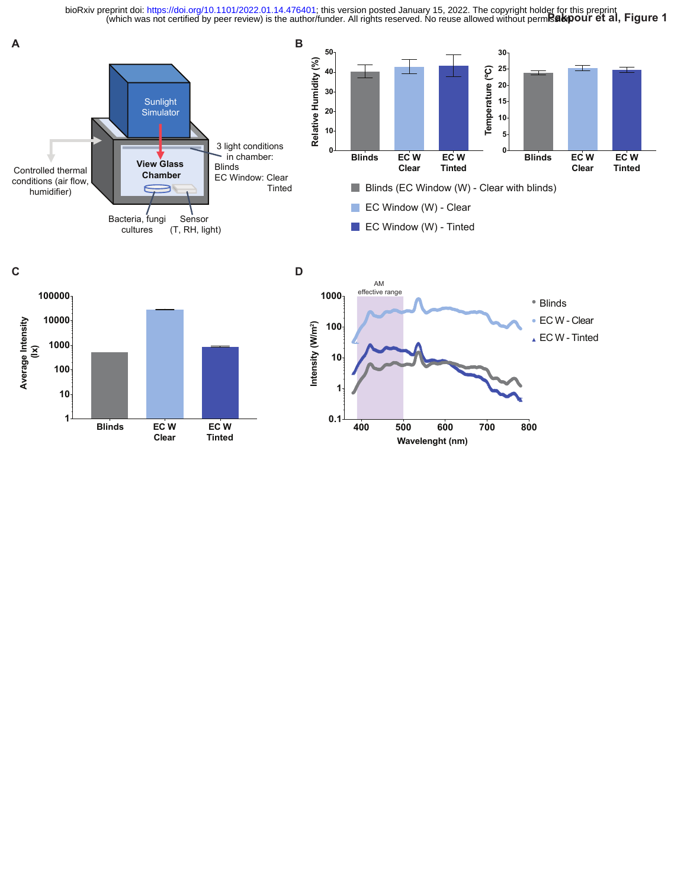**Pakpour et al, Figure 1**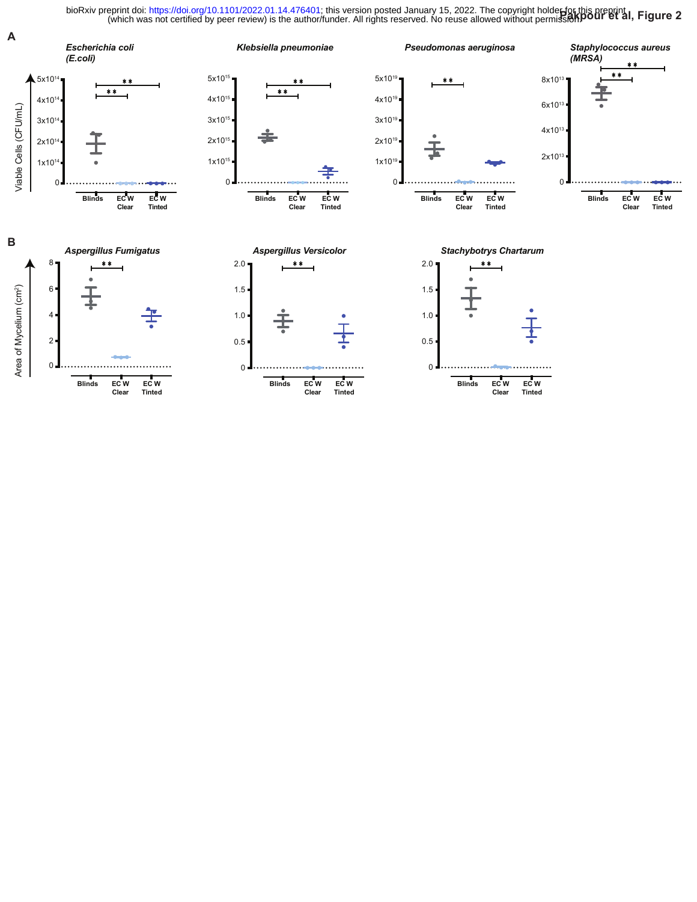Pakpour et al, Figure 2

**A**

*Escherichia coli (E.coli)* — *Klebsiella pneumoniae* — *Pseudomonas aeruginosa* — *Staphylococcus aureus (MRSA)*

Viable Cells (CFU/mL)

Blinds — EC W Clear — EC W Tinted

**B**

*Aspergillus Fumigatus* — *Aspergillus Versicolor* — *Stachybotrys Chartarum*

Area of Mycelium ($cm^2$)

Blinds — EC W Clear — EC W Tinted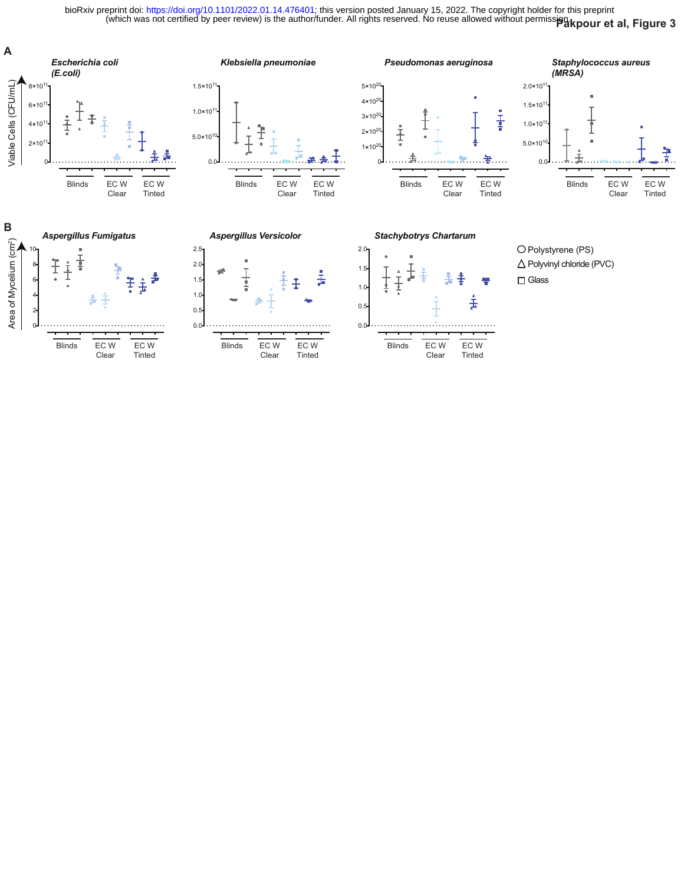A

Escherichia coli (E.coli)

Klebsiella pneumoniae

Pseudomonas aeruginosa

Staphylococcus aureus (MRSA)

Viable Cells (CFU/mL)

8×10^11
6×10^11
4×10^11
2×10^11
0

1.5×10^11
1.0×10^11
5.0×10^10
0.0

5×10^20
4×10^20
3×10^20
2×10^20
1×10^20
0

2.0×10^11
1.5×10^11
1.0×10^11
5.0×10^10
0.0

Blinds
EC W Clear
EC W Tinted

B

Aspergillus Fumigatus

Aspergillus Versicolor

Stachybotrys Chartarum

Area of Mycelium (cm²)

10
8
6
4
2
0

2.5
2.0
1.5
1.0
0.5
0.0

2.0
1.5
1.0
0.5
0.0

Blinds
EC W Clear
EC W Tinted

○ Polystyrene (PS)
△ Polyvinyl chloride (PVC)
□ Glass